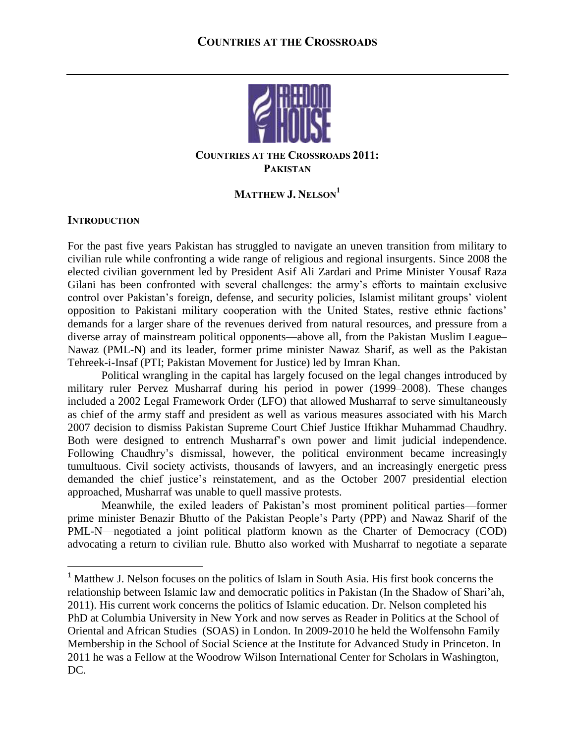# COUNTRIES AT THE CROSSROADS

## COUNTRIES AT THE CROSSROADS 2011: PAKISTAN

### MATTHEW J. NELSON[1]

#### INTRODUCTION

For the past five years Pakistan has struggled to navigate an uneven transition from military to civilian rule while confronting a wide range of religious and regional insurgents. Since 2008 the elected civilian government led by President Asif Ali Zardari and Prime Minister Yousaf Raza Gilani has been confronted with several challenges: the army's efforts to maintain exclusive control over Pakistan's foreign, defense, and security policies, Islamist militant groups' violent opposition to Pakistani military cooperation with the United States, restive ethnic factions' demands for a larger share of the revenues derived from natural resources, and pressure from a diverse array of mainstream political opponents—above all, from the Pakistan Muslim League–Nawaz (PML-N) and its leader, former prime minister Nawaz Sharif, as well as the Pakistan Tehreek-i-Insaf (PTI; Pakistan Movement for Justice) led by Imran Khan.

Political wrangling in the capital has largely focused on the legal changes introduced by military ruler Pervez Musharraf during his period in power (1999–2008). These changes included a 2002 Legal Framework Order (LFO) that allowed Musharraf to serve simultaneously as chief of the army staff and president as well as various measures associated with his March 2007 decision to dismiss Pakistan Supreme Court Chief Justice Iftikhar Muhammad Chaudhry. Both were designed to entrench Musharraf's own power and limit judicial independence. Following Chaudhry's dismissal, however, the political environment became increasingly tumultuous. Civil society activists, thousands of lawyers, and an increasingly energetic press demanded the chief justice's reinstatement, and as the October 2007 presidential election approached, Musharraf was unable to quell massive protests.

Meanwhile, the exiled leaders of Pakistan's most prominent political parties—former prime minister Benazir Bhutto of the Pakistan People's Party (PPP) and Nawaz Sharif of the PML-N—negotiated a joint political platform known as the Charter of Democracy (COD) advocating a return to civilian rule. Bhutto also worked with Musharraf to negotiate a separate

---

[1] Matthew J. Nelson focuses on the politics of Islam in South Asia. His first book concerns the relationship between Islamic law and democratic politics in Pakistan (In the Shadow of Shari'ah, 2011). His current work concerns the politics of Islamic education. Dr. Nelson completed his PhD at Columbia University in New York and now serves as Reader in Politics at the School of Oriental and African Studies (SOAS) in London. In 2009-2010 he held the Wolfensohn Family Membership in the School of Social Science at the Institute for Advanced Study in Princeton. In 2011 he was a Fellow at the Woodrow Wilson International Center for Scholars in Washington, DC.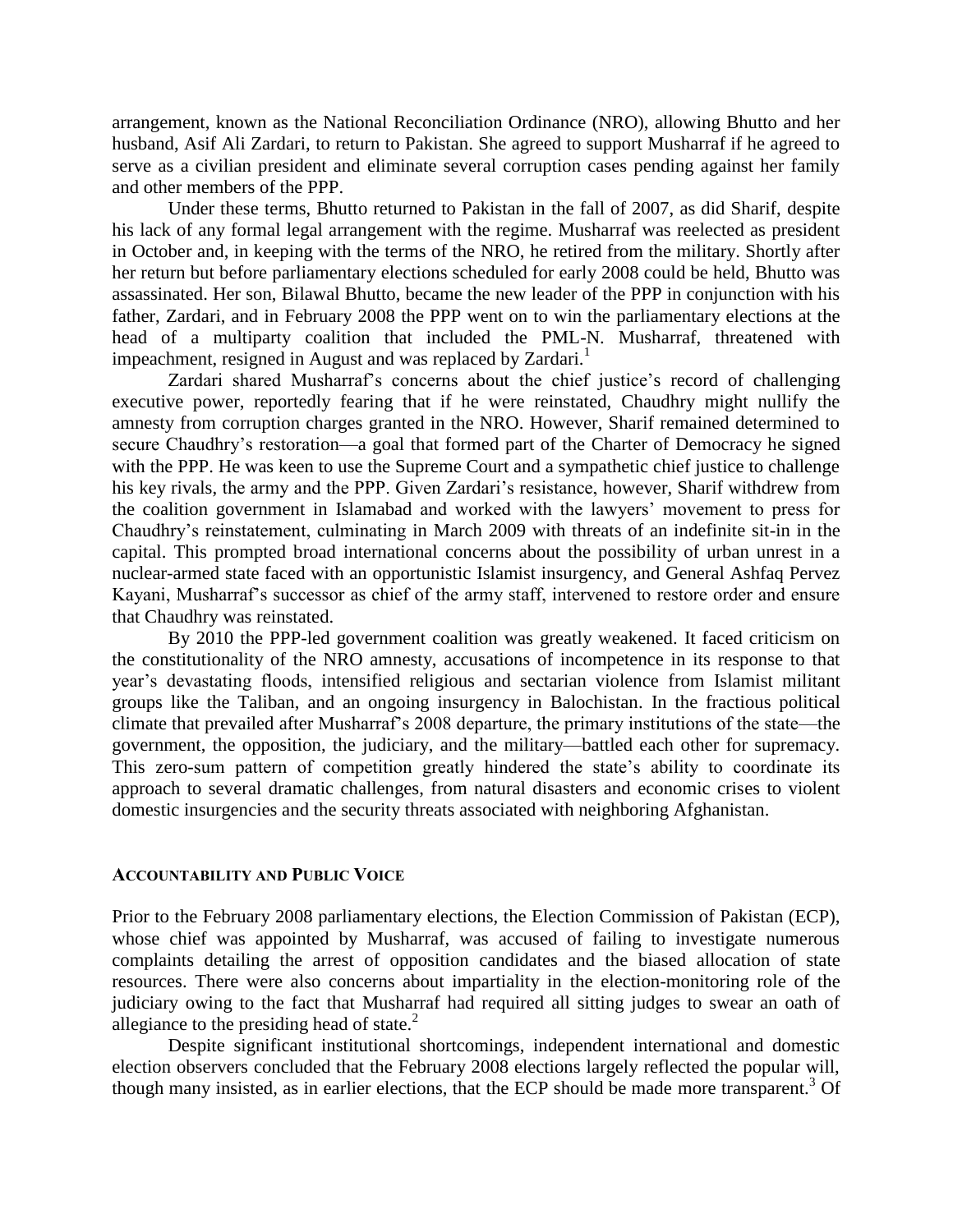arrangement, known as the National Reconciliation Ordinance (NRO), allowing Bhutto and her husband, Asif Ali Zardari, to return to Pakistan. She agreed to support Musharraf if he agreed to serve as a civilian president and eliminate several corruption cases pending against her family and other members of the PPP.

Under these terms, Bhutto returned to Pakistan in the fall of 2007, as did Sharif, despite his lack of any formal legal arrangement with the regime. Musharraf was reelected as president in October and, in keeping with the terms of the NRO, he retired from the military. Shortly after her return but before parliamentary elections scheduled for early 2008 could be held, Bhutto was assassinated. Her son, Bilawal Bhutto, became the new leader of the PPP in conjunction with his father, Zardari, and in February 2008 the PPP went on to win the parliamentary elections at the head of a multiparty coalition that included the PML-N. Musharraf, threatened with impeachment, resigned in August and was replaced by Zardari.[1]

Zardari shared Musharraf's concerns about the chief justice's record of challenging executive power, reportedly fearing that if he were reinstated, Chaudhry might nullify the amnesty from corruption charges granted in the NRO. However, Sharif remained determined to secure Chaudhry's restoration—a goal that formed part of the Charter of Democracy he signed with the PPP. He was keen to use the Supreme Court and a sympathetic chief justice to challenge his key rivals, the army and the PPP. Given Zardari's resistance, however, Sharif withdrew from the coalition government in Islamabad and worked with the lawyers' movement to press for Chaudhry's reinstatement, culminating in March 2009 with threats of an indefinite sit-in in the capital. This prompted broad international concerns about the possibility of urban unrest in a nuclear-armed state faced with an opportunistic Islamist insurgency, and General Ashfaq Pervez Kayani, Musharraf's successor as chief of the army staff, intervened to restore order and ensure that Chaudhry was reinstated.

By 2010 the PPP-led government coalition was greatly weakened. It faced criticism on the constitutionality of the NRO amnesty, accusations of incompetence in its response to that year's devastating floods, intensified religious and sectarian violence from Islamist militant groups like the Taliban, and an ongoing insurgency in Balochistan. In the fractious political climate that prevailed after Musharraf's 2008 departure, the primary institutions of the state—the government, the opposition, the judiciary, and the military—battled each other for supremacy. This zero-sum pattern of competition greatly hindered the state's ability to coordinate its approach to several dramatic challenges, from natural disasters and economic crises to violent domestic insurgencies and the security threats associated with neighboring Afghanistan.

## Accountability and Public Voice

Prior to the February 2008 parliamentary elections, the Election Commission of Pakistan (ECP), whose chief was appointed by Musharraf, was accused of failing to investigate numerous complaints detailing the arrest of opposition candidates and the biased allocation of state resources. There were also concerns about impartiality in the election-monitoring role of the judiciary owing to the fact that Musharraf had required all sitting judges to swear an oath of allegiance to the presiding head of state.[2]

Despite significant institutional shortcomings, independent international and domestic election observers concluded that the February 2008 elections largely reflected the popular will, though many insisted, as in earlier elections, that the ECP should be made more transparent.[3] Of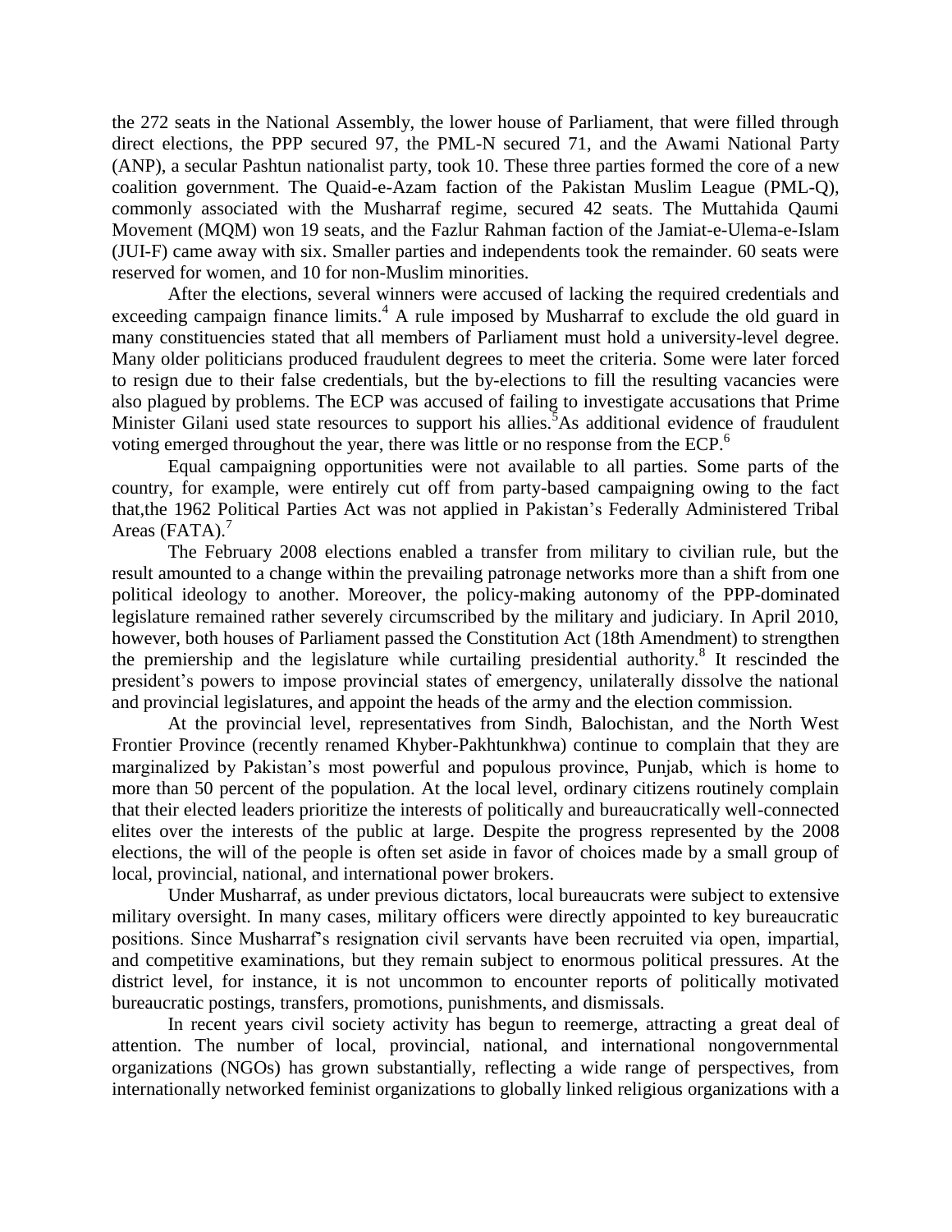the 272 seats in the National Assembly, the lower house of Parliament, that were filled through direct elections, the PPP secured 97, the PML-N secured 71, and the Awami National Party (ANP), a secular Pashtun nationalist party, took 10. These three parties formed the core of a new coalition government. The Quaid-e-Azam faction of the Pakistan Muslim League (PML-Q), commonly associated with the Musharraf regime, secured 42 seats. The Muttahida Qaumi Movement (MQM) won 19 seats, and the Fazlur Rahman faction of the Jamiat-e-Ulema-e-Islam (JUI-F) came away with six. Smaller parties and independents took the remainder. 60 seats were reserved for women, and 10 for non-Muslim minorities.

After the elections, several winners were accused of lacking the required credentials and exceeding campaign finance limits.[4] A rule imposed by Musharraf to exclude the old guard in many constituencies stated that all members of Parliament must hold a university-level degree. Many older politicians produced fraudulent degrees to meet the criteria. Some were later forced to resign due to their false credentials, but the by-elections to fill the resulting vacancies were also plagued by problems. The ECP was accused of failing to investigate accusations that Prime Minister Gilani used state resources to support his allies.[5]As additional evidence of fraudulent voting emerged throughout the year, there was little or no response from the ECP.[6]

Equal campaigning opportunities were not available to all parties. Some parts of the country, for example, were entirely cut off from party-based campaigning owing to the fact that,the 1962 Political Parties Act was not applied in Pakistan's Federally Administered Tribal Areas (FATA).[7]

The February 2008 elections enabled a transfer from military to civilian rule, but the result amounted to a change within the prevailing patronage networks more than a shift from one political ideology to another. Moreover, the policy-making autonomy of the PPP-dominated legislature remained rather severely circumscribed by the military and judiciary. In April 2010, however, both houses of Parliament passed the Constitution Act (18th Amendment) to strengthen the premiership and the legislature while curtailing presidential authority.[8] It rescinded the president's powers to impose provincial states of emergency, unilaterally dissolve the national and provincial legislatures, and appoint the heads of the army and the election commission.

At the provincial level, representatives from Sindh, Balochistan, and the North West Frontier Province (recently renamed Khyber-Pakhtunkhwa) continue to complain that they are marginalized by Pakistan's most powerful and populous province, Punjab, which is home to more than 50 percent of the population. At the local level, ordinary citizens routinely complain that their elected leaders prioritize the interests of politically and bureaucratically well-connected elites over the interests of the public at large. Despite the progress represented by the 2008 elections, the will of the people is often set aside in favor of choices made by a small group of local, provincial, national, and international power brokers.

Under Musharraf, as under previous dictators, local bureaucrats were subject to extensive military oversight. In many cases, military officers were directly appointed to key bureaucratic positions. Since Musharraf's resignation civil servants have been recruited via open, impartial, and competitive examinations, but they remain subject to enormous political pressures. At the district level, for instance, it is not uncommon to encounter reports of politically motivated bureaucratic postings, transfers, promotions, punishments, and dismissals.

In recent years civil society activity has begun to reemerge, attracting a great deal of attention. The number of local, provincial, national, and international nongovernmental organizations (NGOs) has grown substantially, reflecting a wide range of perspectives, from internationally networked feminist organizations to globally linked religious organizations with a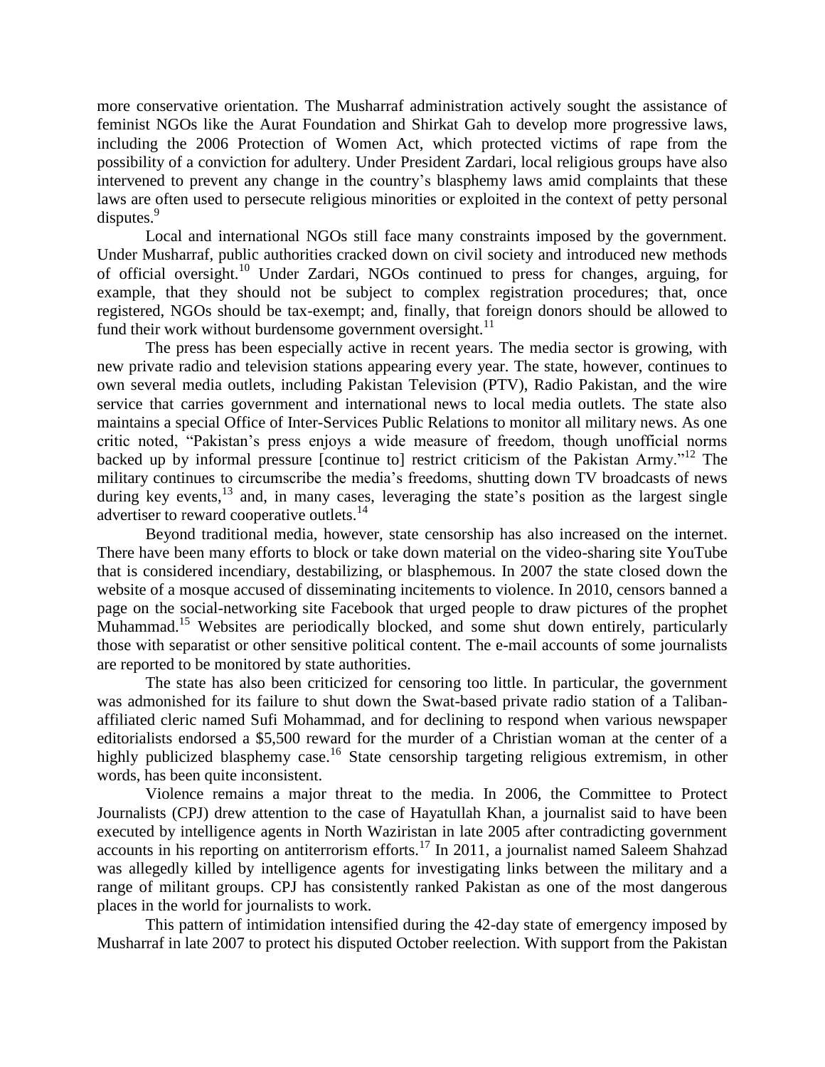more conservative orientation. The Musharraf administration actively sought the assistance of feminist NGOs like the Aurat Foundation and Shirkat Gah to develop more progressive laws, including the 2006 Protection of Women Act, which protected victims of rape from the possibility of a conviction for adultery. Under President Zardari, local religious groups have also intervened to prevent any change in the country's blasphemy laws amid complaints that these laws are often used to persecute religious minorities or exploited in the context of petty personal disputes.[9]

Local and international NGOs still face many constraints imposed by the government. Under Musharraf, public authorities cracked down on civil society and introduced new methods of official oversight.[10] Under Zardari, NGOs continued to press for changes, arguing, for example, that they should not be subject to complex registration procedures; that, once registered, NGOs should be tax-exempt; and, finally, that foreign donors should be allowed to fund their work without burdensome government oversight.[11]

The press has been especially active in recent years. The media sector is growing, with new private radio and television stations appearing every year. The state, however, continues to own several media outlets, including Pakistan Television (PTV), Radio Pakistan, and the wire service that carries government and international news to local media outlets. The state also maintains a special Office of Inter-Services Public Relations to monitor all military news. As one critic noted, "Pakistan's press enjoys a wide measure of freedom, though unofficial norms backed up by informal pressure [continue to] restrict criticism of the Pakistan Army."[12] The military continues to circumscribe the media's freedoms, shutting down TV broadcasts of news during key events,[13] and, in many cases, leveraging the state's position as the largest single advertiser to reward cooperative outlets.[14]

Beyond traditional media, however, state censorship has also increased on the internet. There have been many efforts to block or take down material on the video-sharing site YouTube that is considered incendiary, destabilizing, or blasphemous. In 2007 the state closed down the website of a mosque accused of disseminating incitements to violence. In 2010, censors banned a page on the social-networking site Facebook that urged people to draw pictures of the prophet Muhammad.[15] Websites are periodically blocked, and some shut down entirely, particularly those with separatist or other sensitive political content. The e-mail accounts of some journalists are reported to be monitored by state authorities.

The state has also been criticized for censoring too little. In particular, the government was admonished for its failure to shut down the Swat-based private radio station of a Taliban-affiliated cleric named Sufi Mohammad, and for declining to respond when various newspaper editorialists endorsed a $5,500 reward for the murder of a Christian woman at the center of a highly publicized blasphemy case.[16] State censorship targeting religious extremism, in other words, has been quite inconsistent.

Violence remains a major threat to the media. In 2006, the Committee to Protect Journalists (CPJ) drew attention to the case of Hayatullah Khan, a journalist said to have been executed by intelligence agents in North Waziristan in late 2005 after contradicting government accounts in his reporting on antiterrorism efforts.[17] In 2011, a journalist named Saleem Shahzad was allegedly killed by intelligence agents for investigating links between the military and a range of militant groups. CPJ has consistently ranked Pakistan as one of the most dangerous places in the world for journalists to work.

This pattern of intimidation intensified during the 42-day state of emergency imposed by Musharraf in late 2007 to protect his disputed October reelection. With support from the Pakistan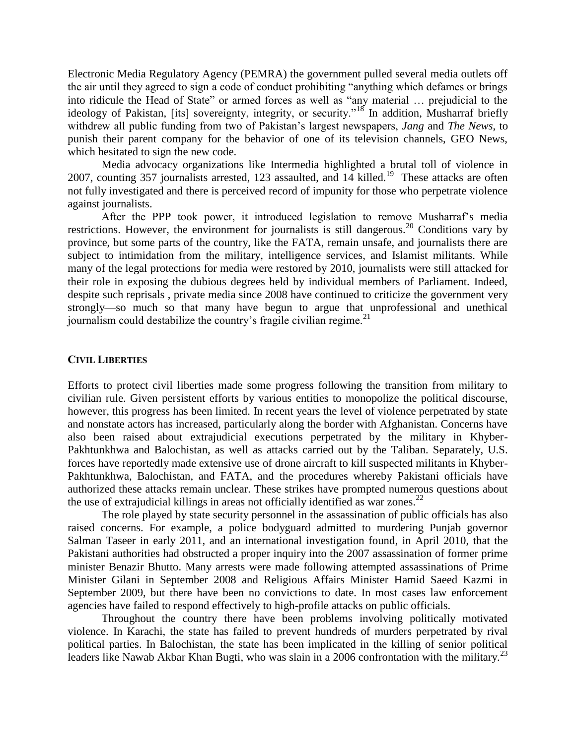Electronic Media Regulatory Agency (PEMRA) the government pulled several media outlets off the air until they agreed to sign a code of conduct prohibiting "anything which defames or brings into ridicule the Head of State" or armed forces as well as "any material … prejudicial to the ideology of Pakistan, [its] sovereignty, integrity, or security."[18] In addition, Musharraf briefly withdrew all public funding from two of Pakistan's largest newspapers, *Jang* and *The News*, to punish their parent company for the behavior of one of its television channels, GEO News, which hesitated to sign the new code.

Media advocacy organizations like Intermedia highlighted a brutal toll of violence in 2007, counting 357 journalists arrested, 123 assaulted, and 14 killed.[19] These attacks are often not fully investigated and there is perceived record of impunity for those who perpetrate violence against journalists.

After the PPP took power, it introduced legislation to remove Musharraf's media restrictions. However, the environment for journalists is still dangerous.[20] Conditions vary by province, but some parts of the country, like the FATA, remain unsafe, and journalists there are subject to intimidation from the military, intelligence services, and Islamist militants. While many of the legal protections for media were restored by 2010, journalists were still attacked for their role in exposing the dubious degrees held by individual members of Parliament. Indeed, despite such reprisals , private media since 2008 have continued to criticize the government very strongly—so much so that many have begun to argue that unprofessional and unethical journalism could destabilize the country's fragile civilian regime.[21]

## Civil Liberties

Efforts to protect civil liberties made some progress following the transition from military to civilian rule. Given persistent efforts by various entities to monopolize the political discourse, however, this progress has been limited. In recent years the level of violence perpetrated by state and nonstate actors has increased, particularly along the border with Afghanistan. Concerns have also been raised about extrajudicial executions perpetrated by the military in Khyber-Pakhtunkhwa and Balochistan, as well as attacks carried out by the Taliban. Separately, U.S. forces have reportedly made extensive use of drone aircraft to kill suspected militants in Khyber-Pakhtunkhwa, Balochistan, and FATA, and the procedures whereby Pakistani officials have authorized these attacks remain unclear. These strikes have prompted numerous questions about the use of extrajudicial killings in areas not officially identified as war zones.[22]

The role played by state security personnel in the assassination of public officials has also raised concerns. For example, a police bodyguard admitted to murdering Punjab governor Salman Taseer in early 2011, and an international investigation found, in April 2010, that the Pakistani authorities had obstructed a proper inquiry into the 2007 assassination of former prime minister Benazir Bhutto. Many arrests were made following attempted assassinations of Prime Minister Gilani in September 2008 and Religious Affairs Minister Hamid Saeed Kazmi in September 2009, but there have been no convictions to date. In most cases law enforcement agencies have failed to respond effectively to high-profile attacks on public officials.

Throughout the country there have been problems involving politically motivated violence. In Karachi, the state has failed to prevent hundreds of murders perpetrated by rival political parties. In Balochistan, the state has been implicated in the killing of senior political leaders like Nawab Akbar Khan Bugti, who was slain in a 2006 confrontation with the military.[23]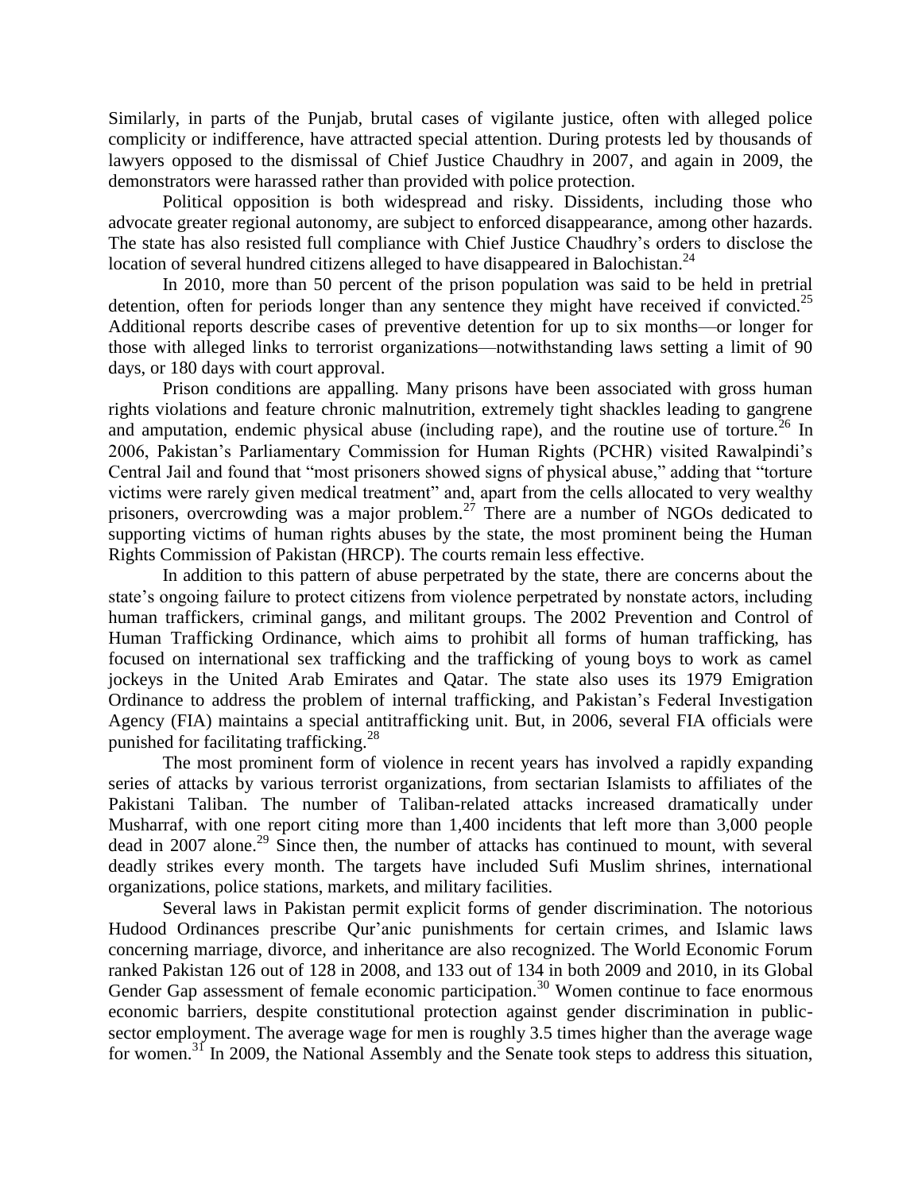Similarly, in parts of the Punjab, brutal cases of vigilante justice, often with alleged police complicity or indifference, have attracted special attention. During protests led by thousands of lawyers opposed to the dismissal of Chief Justice Chaudhry in 2007, and again in 2009, the demonstrators were harassed rather than provided with police protection.

Political opposition is both widespread and risky. Dissidents, including those who advocate greater regional autonomy, are subject to enforced disappearance, among other hazards. The state has also resisted full compliance with Chief Justice Chaudhry's orders to disclose the location of several hundred citizens alleged to have disappeared in Balochistan.[24]

In 2010, more than 50 percent of the prison population was said to be held in pretrial detention, often for periods longer than any sentence they might have received if convicted.[25] Additional reports describe cases of preventive detention for up to six months—or longer for those with alleged links to terrorist organizations—notwithstanding laws setting a limit of 90 days, or 180 days with court approval.

Prison conditions are appalling. Many prisons have been associated with gross human rights violations and feature chronic malnutrition, extremely tight shackles leading to gangrene and amputation, endemic physical abuse (including rape), and the routine use of torture.[26] In 2006, Pakistan's Parliamentary Commission for Human Rights (PCHR) visited Rawalpindi's Central Jail and found that "most prisoners showed signs of physical abuse," adding that "torture victims were rarely given medical treatment" and, apart from the cells allocated to very wealthy prisoners, overcrowding was a major problem.[27] There are a number of NGOs dedicated to supporting victims of human rights abuses by the state, the most prominent being the Human Rights Commission of Pakistan (HRCP). The courts remain less effective.

In addition to this pattern of abuse perpetrated by the state, there are concerns about the state's ongoing failure to protect citizens from violence perpetrated by nonstate actors, including human traffickers, criminal gangs, and militant groups. The 2002 Prevention and Control of Human Trafficking Ordinance, which aims to prohibit all forms of human trafficking, has focused on international sex trafficking and the trafficking of young boys to work as camel jockeys in the United Arab Emirates and Qatar. The state also uses its 1979 Emigration Ordinance to address the problem of internal trafficking, and Pakistan's Federal Investigation Agency (FIA) maintains a special antitrafficking unit. But, in 2006, several FIA officials were punished for facilitating trafficking.[28]

The most prominent form of violence in recent years has involved a rapidly expanding series of attacks by various terrorist organizations, from sectarian Islamists to affiliates of the Pakistani Taliban. The number of Taliban-related attacks increased dramatically under Musharraf, with one report citing more than 1,400 incidents that left more than 3,000 people dead in 2007 alone.[29] Since then, the number of attacks has continued to mount, with several deadly strikes every month. The targets have included Sufi Muslim shrines, international organizations, police stations, markets, and military facilities.

Several laws in Pakistan permit explicit forms of gender discrimination. The notorious Hudood Ordinances prescribe Qur'anic punishments for certain crimes, and Islamic laws concerning marriage, divorce, and inheritance are also recognized. The World Economic Forum ranked Pakistan 126 out of 128 in 2008, and 133 out of 134 in both 2009 and 2010, in its Global Gender Gap assessment of female economic participation.[30] Women continue to face enormous economic barriers, despite constitutional protection against gender discrimination in public-sector employment. The average wage for men is roughly 3.5 times higher than the average wage for women.[31] In 2009, the National Assembly and the Senate took steps to address this situation,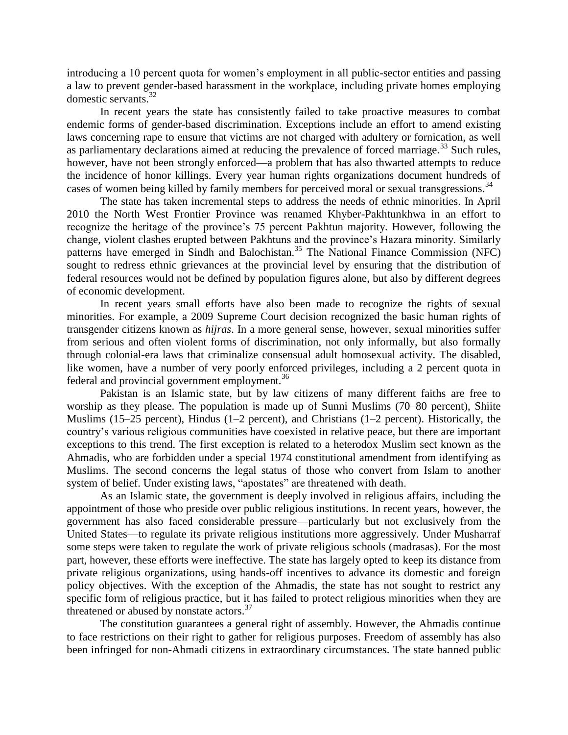introducing a 10 percent quota for women's employment in all public-sector entities and passing a law to prevent gender-based harassment in the workplace, including private homes employing domestic servants.[32]

In recent years the state has consistently failed to take proactive measures to combat endemic forms of gender-based discrimination. Exceptions include an effort to amend existing laws concerning rape to ensure that victims are not charged with adultery or fornication, as well as parliamentary declarations aimed at reducing the prevalence of forced marriage.[33] Such rules, however, have not been strongly enforced—a problem that has also thwarted attempts to reduce the incidence of honor killings. Every year human rights organizations document hundreds of cases of women being killed by family members for perceived moral or sexual transgressions.[34]

The state has taken incremental steps to address the needs of ethnic minorities. In April 2010 the North West Frontier Province was renamed Khyber-Pakhtunkhwa in an effort to recognize the heritage of the province's 75 percent Pakhtun majority. However, following the change, violent clashes erupted between Pakhtuns and the province's Hazara minority. Similarly patterns have emerged in Sindh and Balochistan.[35] The National Finance Commission (NFC) sought to redress ethnic grievances at the provincial level by ensuring that the distribution of federal resources would not be defined by population figures alone, but also by different degrees of economic development.

In recent years small efforts have also been made to recognize the rights of sexual minorities. For example, a 2009 Supreme Court decision recognized the basic human rights of transgender citizens known as *hijras*. In a more general sense, however, sexual minorities suffer from serious and often violent forms of discrimination, not only informally, but also formally through colonial-era laws that criminalize consensual adult homosexual activity. The disabled, like women, have a number of very poorly enforced privileges, including a 2 percent quota in federal and provincial government employment.[36]

Pakistan is an Islamic state, but by law citizens of many different faiths are free to worship as they please. The population is made up of Sunni Muslims (70–80 percent), Shiite Muslims (15–25 percent), Hindus (1–2 percent), and Christians (1–2 percent). Historically, the country's various religious communities have coexisted in relative peace, but there are important exceptions to this trend. The first exception is related to a heterodox Muslim sect known as the Ahmadis, who are forbidden under a special 1974 constitutional amendment from identifying as Muslims. The second concerns the legal status of those who convert from Islam to another system of belief. Under existing laws, "apostates" are threatened with death.

As an Islamic state, the government is deeply involved in religious affairs, including the appointment of those who preside over public religious institutions. In recent years, however, the government has also faced considerable pressure—particularly but not exclusively from the United States—to regulate its private religious institutions more aggressively. Under Musharraf some steps were taken to regulate the work of private religious schools (madrasas). For the most part, however, these efforts were ineffective. The state has largely opted to keep its distance from private religious organizations, using hands-off incentives to advance its domestic and foreign policy objectives. With the exception of the Ahmadis, the state has not sought to restrict any specific form of religious practice, but it has failed to protect religious minorities when they are threatened or abused by nonstate actors.[37]

The constitution guarantees a general right of assembly. However, the Ahmadis continue to face restrictions on their right to gather for religious purposes. Freedom of assembly has also been infringed for non-Ahmadi citizens in extraordinary circumstances. The state banned public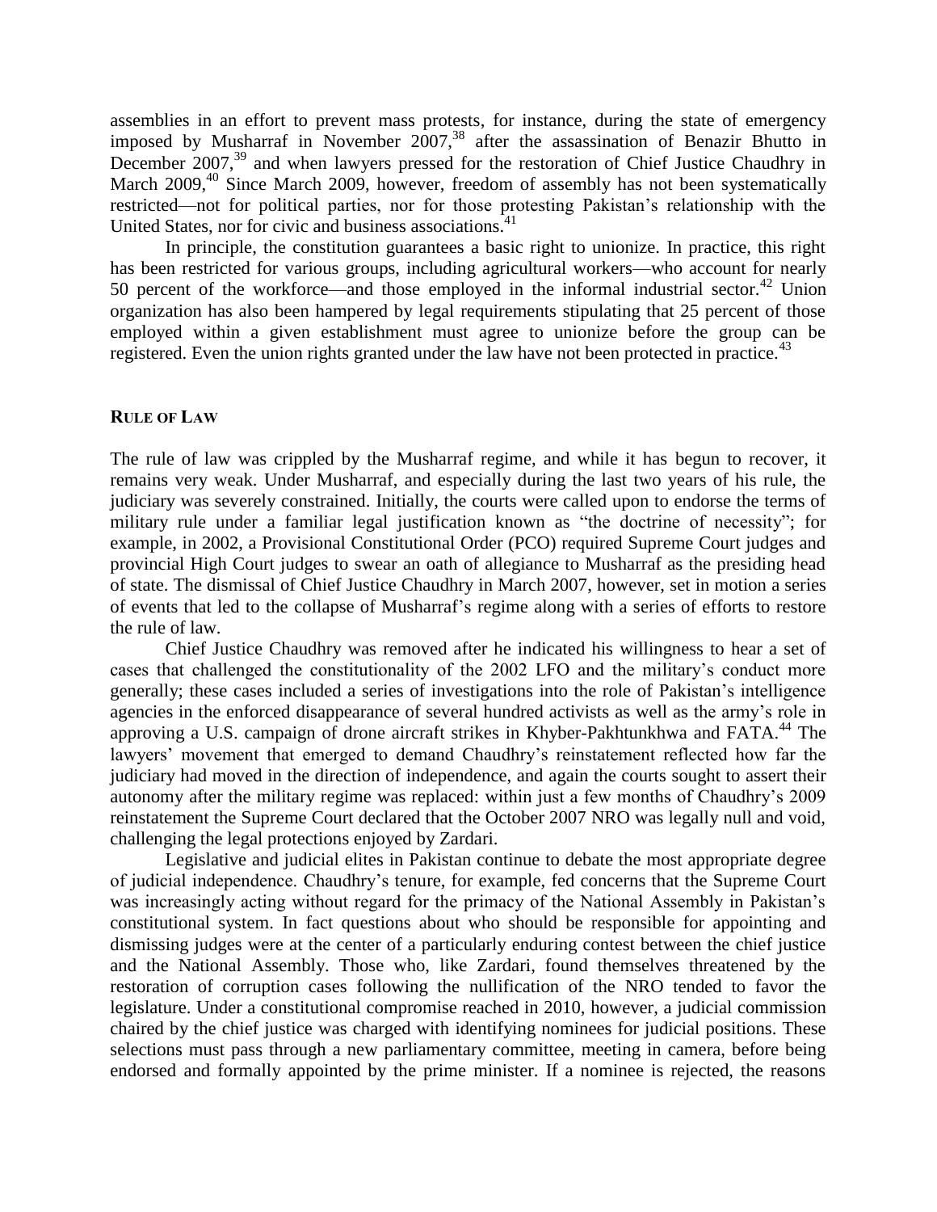assemblies in an effort to prevent mass protests, for instance, during the state of emergency imposed by Musharraf in November 2007,[38] after the assassination of Benazir Bhutto in December 2007,[39] and when lawyers pressed for the restoration of Chief Justice Chaudhry in March 2009,[40] Since March 2009, however, freedom of assembly has not been systematically restricted—not for political parties, nor for those protesting Pakistan's relationship with the United States, nor for civic and business associations.[41]

In principle, the constitution guarantees a basic right to unionize. In practice, this right has been restricted for various groups, including agricultural workers—who account for nearly 50 percent of the workforce—and those employed in the informal industrial sector.[42] Union organization has also been hampered by legal requirements stipulating that 25 percent of those employed within a given establishment must agree to unionize before the group can be registered. Even the union rights granted under the law have not been protected in practice.[43]

## RULE OF LAW

The rule of law was crippled by the Musharraf regime, and while it has begun to recover, it remains very weak. Under Musharraf, and especially during the last two years of his rule, the judiciary was severely constrained. Initially, the courts were called upon to endorse the terms of military rule under a familiar legal justification known as "the doctrine of necessity"; for example, in 2002, a Provisional Constitutional Order (PCO) required Supreme Court judges and provincial High Court judges to swear an oath of allegiance to Musharraf as the presiding head of state. The dismissal of Chief Justice Chaudhry in March 2007, however, set in motion a series of events that led to the collapse of Musharraf's regime along with a series of efforts to restore the rule of law.

Chief Justice Chaudhry was removed after he indicated his willingness to hear a set of cases that challenged the constitutionality of the 2002 LFO and the military's conduct more generally; these cases included a series of investigations into the role of Pakistan's intelligence agencies in the enforced disappearance of several hundred activists as well as the army's role in approving a U.S. campaign of drone aircraft strikes in Khyber-Pakhtunkhwa and FATA.[44] The lawyers' movement that emerged to demand Chaudhry's reinstatement reflected how far the judiciary had moved in the direction of independence, and again the courts sought to assert their autonomy after the military regime was replaced: within just a few months of Chaudhry's 2009 reinstatement the Supreme Court declared that the October 2007 NRO was legally null and void, challenging the legal protections enjoyed by Zardari.

Legislative and judicial elites in Pakistan continue to debate the most appropriate degree of judicial independence. Chaudhry's tenure, for example, fed concerns that the Supreme Court was increasingly acting without regard for the primacy of the National Assembly in Pakistan's constitutional system. In fact questions about who should be responsible for appointing and dismissing judges were at the center of a particularly enduring contest between the chief justice and the National Assembly. Those who, like Zardari, found themselves threatened by the restoration of corruption cases following the nullification of the NRO tended to favor the legislature. Under a constitutional compromise reached in 2010, however, a judicial commission chaired by the chief justice was charged with identifying nominees for judicial positions. These selections must pass through a new parliamentary committee, meeting in camera, before being endorsed and formally appointed by the prime minister. If a nominee is rejected, the reasons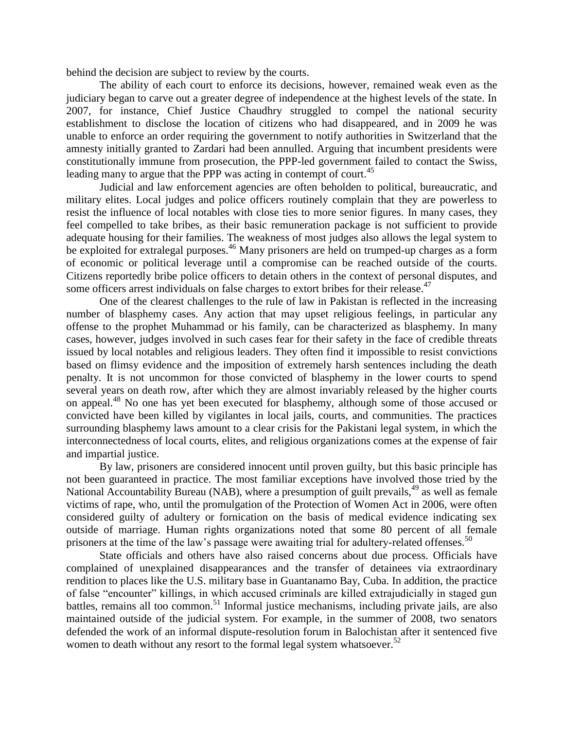behind the decision are subject to review by the courts.

The ability of each court to enforce its decisions, however, remained weak even as the judiciary began to carve out a greater degree of independence at the highest levels of the state. In 2007, for instance, Chief Justice Chaudhry struggled to compel the national security establishment to disclose the location of citizens who had disappeared, and in 2009 he was unable to enforce an order requiring the government to notify authorities in Switzerland that the amnesty initially granted to Zardari had been annulled. Arguing that incumbent presidents were constitutionally immune from prosecution, the PPP-led government failed to contact the Swiss, leading many to argue that the PPP was acting in contempt of court.[45]

Judicial and law enforcement agencies are often beholden to political, bureaucratic, and military elites. Local judges and police officers routinely complain that they are powerless to resist the influence of local notables with close ties to more senior figures. In many cases, they feel compelled to take bribes, as their basic remuneration package is not sufficient to provide adequate housing for their families. The weakness of most judges also allows the legal system to be exploited for extralegal purposes.[46] Many prisoners are held on trumped-up charges as a form of economic or political leverage until a compromise can be reached outside of the courts. Citizens reportedly bribe police officers to detain others in the context of personal disputes, and some officers arrest individuals on false charges to extort bribes for their release.[47]

One of the clearest challenges to the rule of law in Pakistan is reflected in the increasing number of blasphemy cases. Any action that may upset religious feelings, in particular any offense to the prophet Muhammad or his family, can be characterized as blasphemy. In many cases, however, judges involved in such cases fear for their safety in the face of credible threats issued by local notables and religious leaders. They often find it impossible to resist convictions based on flimsy evidence and the imposition of extremely harsh sentences including the death penalty. It is not uncommon for those convicted of blasphemy in the lower courts to spend several years on death row, after which they are almost invariably released by the higher courts on appeal.[48] No one has yet been executed for blasphemy, although some of those accused or convicted have been killed by vigilantes in local jails, courts, and communities. The practices surrounding blasphemy laws amount to a clear crisis for the Pakistani legal system, in which the interconnectedness of local courts, elites, and religious organizations comes at the expense of fair and impartial justice.

By law, prisoners are considered innocent until proven guilty, but this basic principle has not been guaranteed in practice. The most familiar exceptions have involved those tried by the National Accountability Bureau (NAB), where a presumption of guilt prevails,[49] as well as female victims of rape, who, until the promulgation of the Protection of Women Act in 2006, were often considered guilty of adultery or fornication on the basis of medical evidence indicating sex outside of marriage. Human rights organizations noted that some 80 percent of all female prisoners at the time of the law's passage were awaiting trial for adultery-related offenses.[50]

State officials and others have also raised concerns about due process. Officials have complained of unexplained disappearances and the transfer of detainees via extraordinary rendition to places like the U.S. military base in Guantanamo Bay, Cuba. In addition, the practice of false "encounter" killings, in which accused criminals are killed extrajudicially in staged gun battles, remains all too common.[51] Informal justice mechanisms, including private jails, are also maintained outside of the judicial system. For example, in the summer of 2008, two senators defended the work of an informal dispute-resolution forum in Balochistan after it sentenced five women to death without any resort to the formal legal system whatsoever.[52]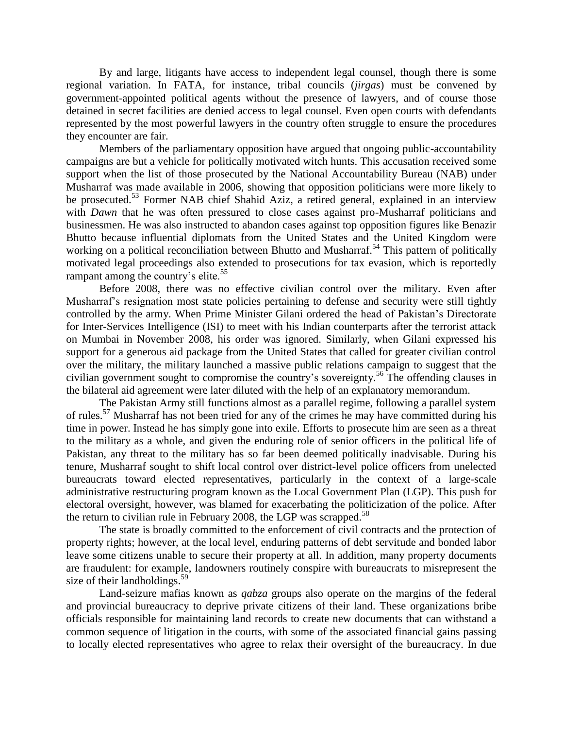By and large, litigants have access to independent legal counsel, though there is some regional variation. In FATA, for instance, tribal councils (*jirgas*) must be convened by government-appointed political agents without the presence of lawyers, and of course those detained in secret facilities are denied access to legal counsel. Even open courts with defendants represented by the most powerful lawyers in the country often struggle to ensure the procedures they encounter are fair.

Members of the parliamentary opposition have argued that ongoing public-accountability campaigns are but a vehicle for politically motivated witch hunts. This accusation received some support when the list of those prosecuted by the National Accountability Bureau (NAB) under Musharraf was made available in 2006, showing that opposition politicians were more likely to be prosecuted.[53] Former NAB chief Shahid Aziz, a retired general, explained in an interview with *Dawn* that he was often pressured to close cases against pro-Musharraf politicians and businessmen. He was also instructed to abandon cases against top opposition figures like Benazir Bhutto because influential diplomats from the United States and the United Kingdom were working on a political reconciliation between Bhutto and Musharraf.[54] This pattern of politically motivated legal proceedings also extended to prosecutions for tax evasion, which is reportedly rampant among the country's elite.[55]

Before 2008, there was no effective civilian control over the military. Even after Musharraf's resignation most state policies pertaining to defense and security were still tightly controlled by the army. When Prime Minister Gilani ordered the head of Pakistan's Directorate for Inter-Services Intelligence (ISI) to meet with his Indian counterparts after the terrorist attack on Mumbai in November 2008, his order was ignored. Similarly, when Gilani expressed his support for a generous aid package from the United States that called for greater civilian control over the military, the military launched a massive public relations campaign to suggest that the civilian government sought to compromise the country's sovereignty.[56] The offending clauses in the bilateral aid agreement were later diluted with the help of an explanatory memorandum.

The Pakistan Army still functions almost as a parallel regime, following a parallel system of rules.[57] Musharraf has not been tried for any of the crimes he may have committed during his time in power. Instead he has simply gone into exile. Efforts to prosecute him are seen as a threat to the military as a whole, and given the enduring role of senior officers in the political life of Pakistan, any threat to the military has so far been deemed politically inadvisable. During his tenure, Musharraf sought to shift local control over district-level police officers from unelected bureaucrats toward elected representatives, particularly in the context of a large-scale administrative restructuring program known as the Local Government Plan (LGP). This push for electoral oversight, however, was blamed for exacerbating the politicization of the police. After the return to civilian rule in February 2008, the LGP was scrapped.[58]

The state is broadly committed to the enforcement of civil contracts and the protection of property rights; however, at the local level, enduring patterns of debt servitude and bonded labor leave some citizens unable to secure their property at all. In addition, many property documents are fraudulent: for example, landowners routinely conspire with bureaucrats to misrepresent the size of their landholdings.[59]

Land-seizure mafias known as *qabza* groups also operate on the margins of the federal and provincial bureaucracy to deprive private citizens of their land. These organizations bribe officials responsible for maintaining land records to create new documents that can withstand a common sequence of litigation in the courts, with some of the associated financial gains passing to locally elected representatives who agree to relax their oversight of the bureaucracy. In due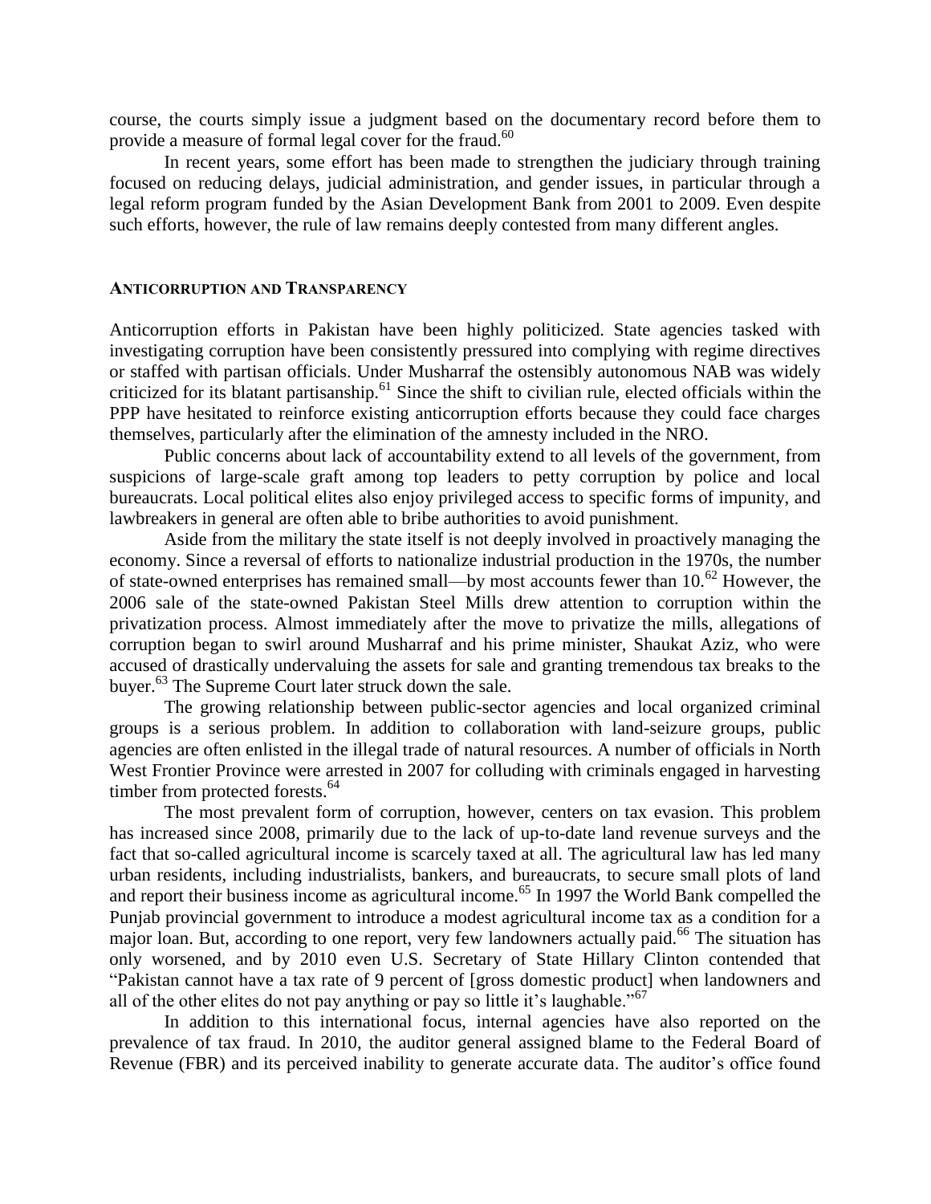course, the courts simply issue a judgment based on the documentary record before them to provide a measure of formal legal cover for the fraud.[60]

In recent years, some effort has been made to strengthen the judiciary through training focused on reducing delays, judicial administration, and gender issues, in particular through a legal reform program funded by the Asian Development Bank from 2001 to 2009. Even despite such efforts, however, the rule of law remains deeply contested from many different angles.

### ANTICORRUPTION AND TRANSPARENCY

Anticorruption efforts in Pakistan have been highly politicized. State agencies tasked with investigating corruption have been consistently pressured into complying with regime directives or staffed with partisan officials. Under Musharraf the ostensibly autonomous NAB was widely criticized for its blatant partisanship.[61] Since the shift to civilian rule, elected officials within the PPP have hesitated to reinforce existing anticorruption efforts because they could face charges themselves, particularly after the elimination of the amnesty included in the NRO.

Public concerns about lack of accountability extend to all levels of the government, from suspicions of large-scale graft among top leaders to petty corruption by police and local bureaucrats. Local political elites also enjoy privileged access to specific forms of impunity, and lawbreakers in general are often able to bribe authorities to avoid punishment.

Aside from the military the state itself is not deeply involved in proactively managing the economy. Since a reversal of efforts to nationalize industrial production in the 1970s, the number of state-owned enterprises has remained small—by most accounts fewer than 10.[62] However, the 2006 sale of the state-owned Pakistan Steel Mills drew attention to corruption within the privatization process. Almost immediately after the move to privatize the mills, allegations of corruption began to swirl around Musharraf and his prime minister, Shaukat Aziz, who were accused of drastically undervaluing the assets for sale and granting tremendous tax breaks to the buyer.[63] The Supreme Court later struck down the sale.

The growing relationship between public-sector agencies and local organized criminal groups is a serious problem. In addition to collaboration with land-seizure groups, public agencies are often enlisted in the illegal trade of natural resources. A number of officials in North West Frontier Province were arrested in 2007 for colluding with criminals engaged in harvesting timber from protected forests.[64]

The most prevalent form of corruption, however, centers on tax evasion. This problem has increased since 2008, primarily due to the lack of up-to-date land revenue surveys and the fact that so-called agricultural income is scarcely taxed at all. The agricultural law has led many urban residents, including industrialists, bankers, and bureaucrats, to secure small plots of land and report their business income as agricultural income.[65] In 1997 the World Bank compelled the Punjab provincial government to introduce a modest agricultural income tax as a condition for a major loan. But, according to one report, very few landowners actually paid.[66] The situation has only worsened, and by 2010 even U.S. Secretary of State Hillary Clinton contended that "Pakistan cannot have a tax rate of 9 percent of [gross domestic product] when landowners and all of the other elites do not pay anything or pay so little it's laughable."[67]

In addition to this international focus, internal agencies have also reported on the prevalence of tax fraud. In 2010, the auditor general assigned blame to the Federal Board of Revenue (FBR) and its perceived inability to generate accurate data. The auditor's office found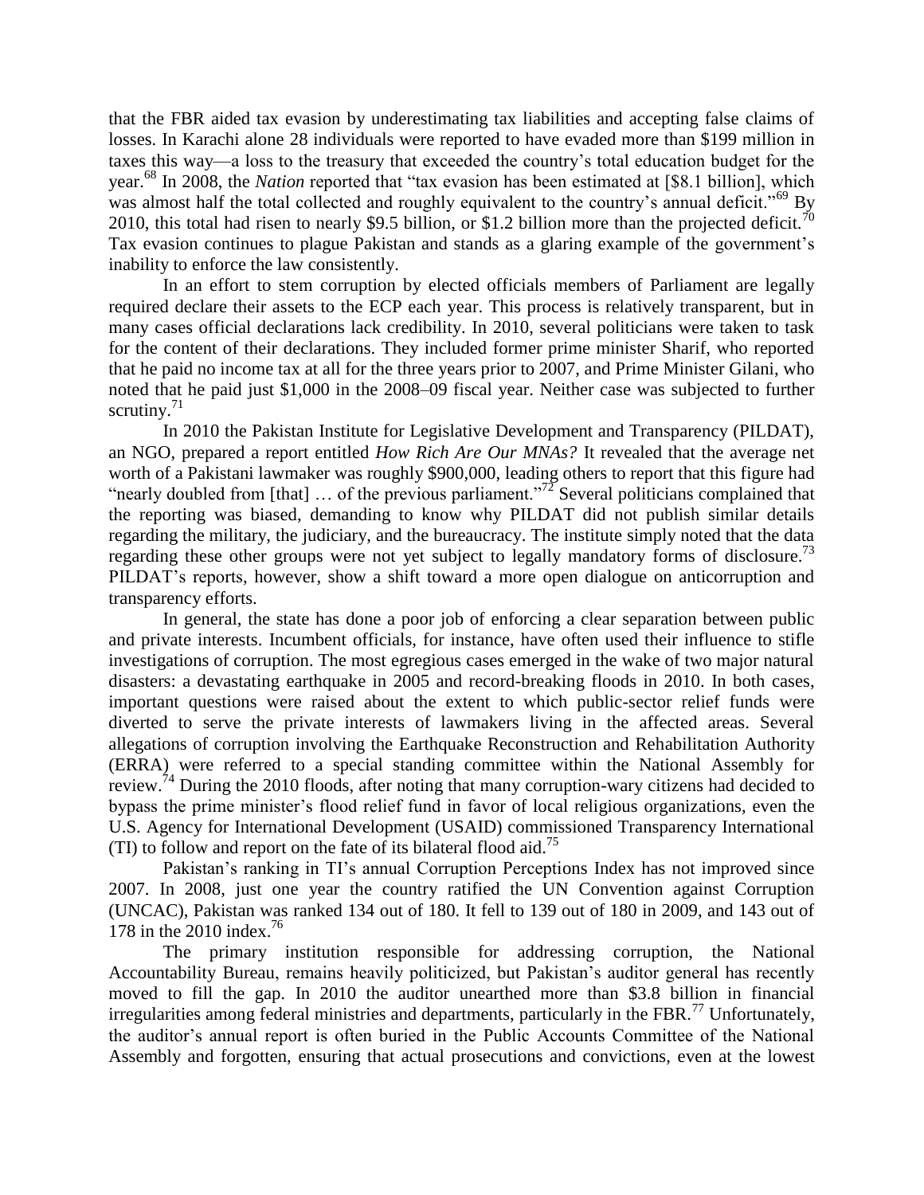that the FBR aided tax evasion by underestimating tax liabilities and accepting false claims of losses. In Karachi alone 28 individuals were reported to have evaded more than $199 million in taxes this way—a loss to the treasury that exceeded the country's total education budget for the year.[68] In 2008, the *Nation* reported that "tax evasion has been estimated at [$8.1 billion], which was almost half the total collected and roughly equivalent to the country's annual deficit."[69] By 2010, this total had risen to nearly $9.5 billion, or $1.2 billion more than the projected deficit.[70] Tax evasion continues to plague Pakistan and stands as a glaring example of the government's inability to enforce the law consistently.

In an effort to stem corruption by elected officials members of Parliament are legally required declare their assets to the ECP each year. This process is relatively transparent, but in many cases official declarations lack credibility. In 2010, several politicians were taken to task for the content of their declarations. They included former prime minister Sharif, who reported that he paid no income tax at all for the three years prior to 2007, and Prime Minister Gilani, who noted that he paid just $1,000 in the 2008–09 fiscal year. Neither case was subjected to further scrutiny.[71]

In 2010 the Pakistan Institute for Legislative Development and Transparency (PILDAT), an NGO, prepared a report entitled *How Rich Are Our MNAs?* It revealed that the average net worth of a Pakistani lawmaker was roughly $900,000, leading others to report that this figure had "nearly doubled from [that] … of the previous parliament."[72] Several politicians complained that the reporting was biased, demanding to know why PILDAT did not publish similar details regarding the military, the judiciary, and the bureaucracy. The institute simply noted that the data regarding these other groups were not yet subject to legally mandatory forms of disclosure.[73] PILDAT's reports, however, show a shift toward a more open dialogue on anticorruption and transparency efforts.

In general, the state has done a poor job of enforcing a clear separation between public and private interests. Incumbent officials, for instance, have often used their influence to stifle investigations of corruption. The most egregious cases emerged in the wake of two major natural disasters: a devastating earthquake in 2005 and record-breaking floods in 2010. In both cases, important questions were raised about the extent to which public-sector relief funds were diverted to serve the private interests of lawmakers living in the affected areas. Several allegations of corruption involving the Earthquake Reconstruction and Rehabilitation Authority (ERRA) were referred to a special standing committee within the National Assembly for review.[74] During the 2010 floods, after noting that many corruption-wary citizens had decided to bypass the prime minister's flood relief fund in favor of local religious organizations, even the U.S. Agency for International Development (USAID) commissioned Transparency International (TI) to follow and report on the fate of its bilateral flood aid.[75]

Pakistan's ranking in TI's annual Corruption Perceptions Index has not improved since 2007. In 2008, just one year the country ratified the UN Convention against Corruption (UNCAC), Pakistan was ranked 134 out of 180. It fell to 139 out of 180 in 2009, and 143 out of 178 in the 2010 index.[76]

The primary institution responsible for addressing corruption, the National Accountability Bureau, remains heavily politicized, but Pakistan's auditor general has recently moved to fill the gap. In 2010 the auditor unearthed more than $3.8 billion in financial irregularities among federal ministries and departments, particularly in the FBR.[77] Unfortunately, the auditor's annual report is often buried in the Public Accounts Committee of the National Assembly and forgotten, ensuring that actual prosecutions and convictions, even at the lowest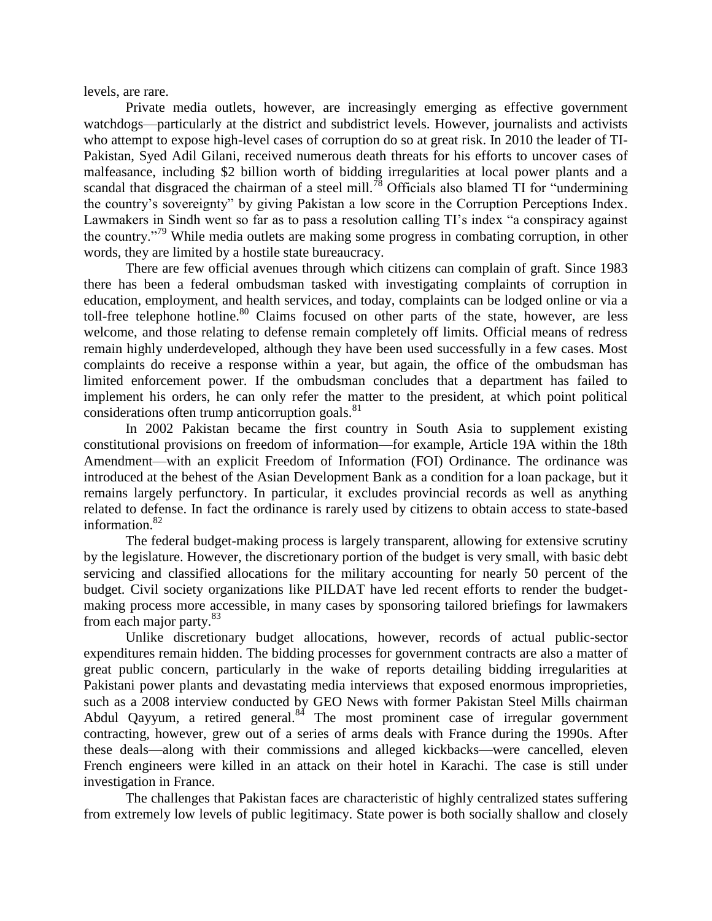levels, are rare.

Private media outlets, however, are increasingly emerging as effective government watchdogs—particularly at the district and subdistrict levels. However, journalists and activists who attempt to expose high-level cases of corruption do so at great risk. In 2010 the leader of TI-Pakistan, Syed Adil Gilani, received numerous death threats for his efforts to uncover cases of malfeasance, including $2 billion worth of bidding irregularities at local power plants and a scandal that disgraced the chairman of a steel mill.[78] Officials also blamed TI for "undermining the country's sovereignty" by giving Pakistan a low score in the Corruption Perceptions Index. Lawmakers in Sindh went so far as to pass a resolution calling TI's index "a conspiracy against the country."[79] While media outlets are making some progress in combating corruption, in other words, they are limited by a hostile state bureaucracy.

There are few official avenues through which citizens can complain of graft. Since 1983 there has been a federal ombudsman tasked with investigating complaints of corruption in education, employment, and health services, and today, complaints can be lodged online or via a toll-free telephone hotline.[80] Claims focused on other parts of the state, however, are less welcome, and those relating to defense remain completely off limits. Official means of redress remain highly underdeveloped, although they have been used successfully in a few cases. Most complaints do receive a response within a year, but again, the office of the ombudsman has limited enforcement power. If the ombudsman concludes that a department has failed to implement his orders, he can only refer the matter to the president, at which point political considerations often trump anticorruption goals.[81]

In 2002 Pakistan became the first country in South Asia to supplement existing constitutional provisions on freedom of information—for example, Article 19A within the 18th Amendment—with an explicit Freedom of Information (FOI) Ordinance. The ordinance was introduced at the behest of the Asian Development Bank as a condition for a loan package, but it remains largely perfunctory. In particular, it excludes provincial records as well as anything related to defense. In fact the ordinance is rarely used by citizens to obtain access to state-based information.[82]

The federal budget-making process is largely transparent, allowing for extensive scrutiny by the legislature. However, the discretionary portion of the budget is very small, with basic debt servicing and classified allocations for the military accounting for nearly 50 percent of the budget. Civil society organizations like PILDAT have led recent efforts to render the budget-making process more accessible, in many cases by sponsoring tailored briefings for lawmakers from each major party.[83]

Unlike discretionary budget allocations, however, records of actual public-sector expenditures remain hidden. The bidding processes for government contracts are also a matter of great public concern, particularly in the wake of reports detailing bidding irregularities at Pakistani power plants and devastating media interviews that exposed enormous improprieties, such as a 2008 interview conducted by GEO News with former Pakistan Steel Mills chairman Abdul Qayyum, a retired general.[84] The most prominent case of irregular government contracting, however, grew out of a series of arms deals with France during the 1990s. After these deals—along with their commissions and alleged kickbacks—were cancelled, eleven French engineers were killed in an attack on their hotel in Karachi. The case is still under investigation in France.

The challenges that Pakistan faces are characteristic of highly centralized states suffering from extremely low levels of public legitimacy. State power is both socially shallow and closely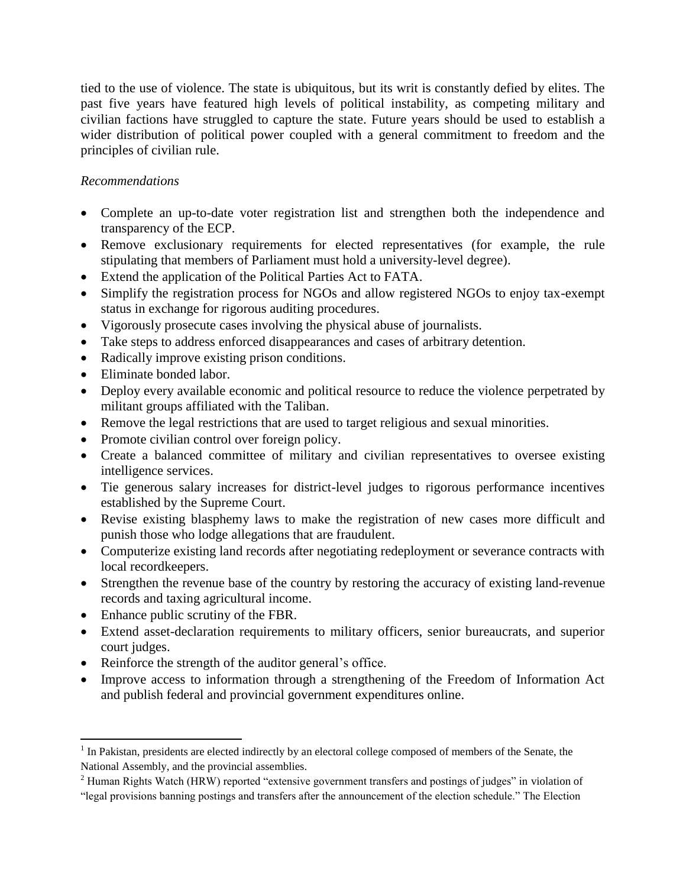tied to the use of violence. The state is ubiquitous, but its writ is constantly defied by elites. The past five years have featured high levels of political instability, as competing military and civilian factions have struggled to capture the state. Future years should be used to establish a wider distribution of political power coupled with a general commitment to freedom and the principles of civilian rule.

*Recommendations*

- Complete an up-to-date voter registration list and strengthen both the independence and transparency of the ECP.
- Remove exclusionary requirements for elected representatives (for example, the rule stipulating that members of Parliament must hold a university-level degree).
- Extend the application of the Political Parties Act to FATA.
- Simplify the registration process for NGOs and allow registered NGOs to enjoy tax-exempt status in exchange for rigorous auditing procedures.
- Vigorously prosecute cases involving the physical abuse of journalists.
- Take steps to address enforced disappearances and cases of arbitrary detention.
- Radically improve existing prison conditions.
- Eliminate bonded labor.
- Deploy every available economic and political resource to reduce the violence perpetrated by militant groups affiliated with the Taliban.
- Remove the legal restrictions that are used to target religious and sexual minorities.
- Promote civilian control over foreign policy.
- Create a balanced committee of military and civilian representatives to oversee existing intelligence services.
- Tie generous salary increases for district-level judges to rigorous performance incentives established by the Supreme Court.
- Revise existing blasphemy laws to make the registration of new cases more difficult and punish those who lodge allegations that are fraudulent.
- Computerize existing land records after negotiating redeployment or severance contracts with local recordkeepers.
- Strengthen the revenue base of the country by restoring the accuracy of existing land-revenue records and taxing agricultural income.
- Enhance public scrutiny of the FBR.
- Extend asset-declaration requirements to military officers, senior bureaucrats, and superior court judges.
- Reinforce the strength of the auditor general's office.
- Improve access to information through a strengthening of the Freedom of Information Act and publish federal and provincial government expenditures online.

---

[1] In Pakistan, presidents are elected indirectly by an electoral college composed of members of the Senate, the National Assembly, and the provincial assemblies.

[2] Human Rights Watch (HRW) reported "extensive government transfers and postings of judges" in violation of "legal provisions banning postings and transfers after the announcement of the election schedule." The Election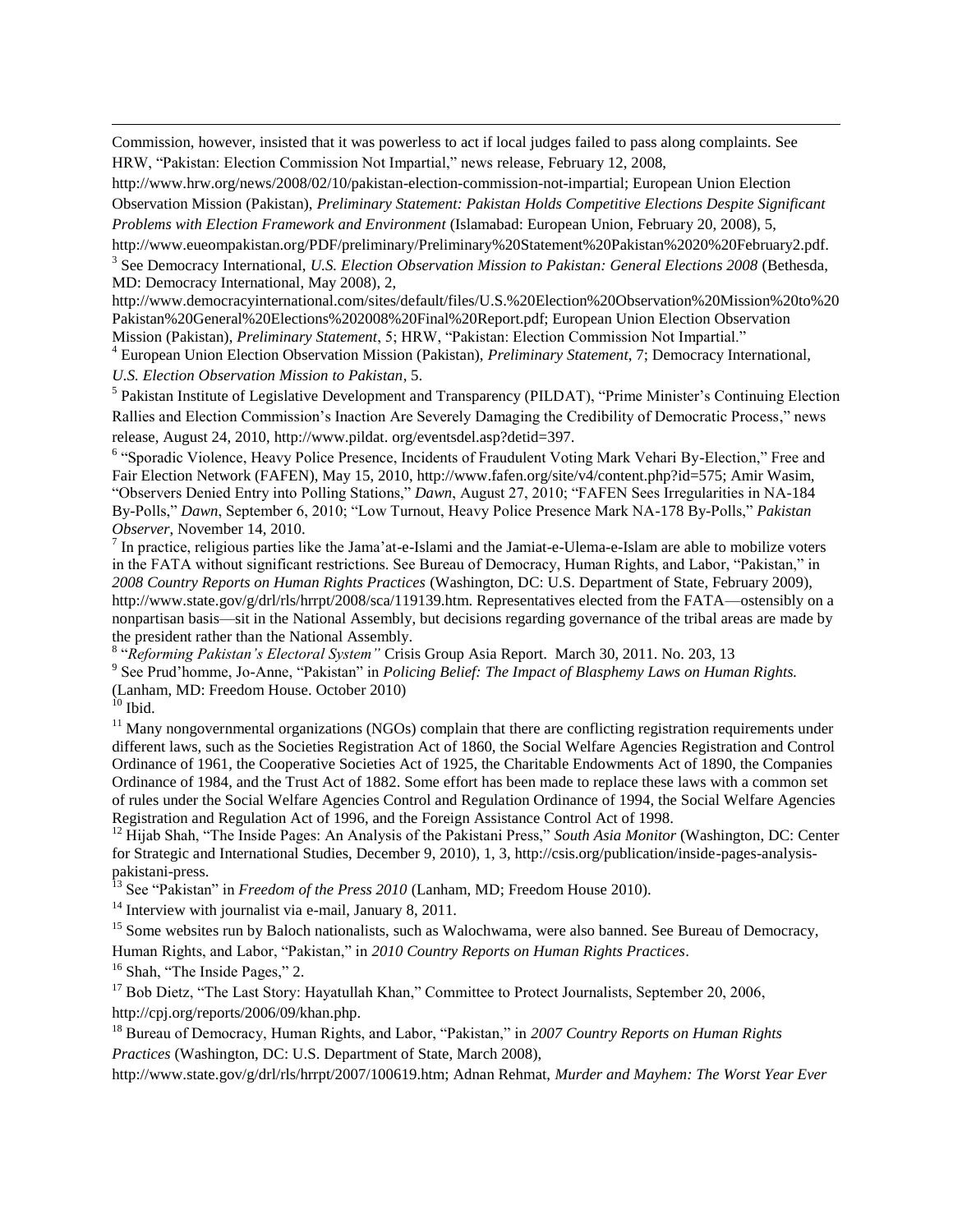Commission, however, insisted that it was powerless to act if local judges failed to pass along complaints. See HRW, "Pakistan: Election Commission Not Impartial," news release, February 12, 2008, http://www.hrw.org/news/2008/02/10/pakistan-election-commission-not-impartial; European Union Election Observation Mission (Pakistan), *Preliminary Statement: Pakistan Holds Competitive Elections Despite Significant Problems with Election Framework and Environment* (Islamabad: European Union, February 20, 2008), 5, http://www.eueompakistan.org/PDF/preliminary/Preliminary%20Statement%20Pakistan%2020%20February2.pdf.

[3] See Democracy International, *U.S. Election Observation Mission to Pakistan: General Elections 2008* (Bethesda, MD: Democracy International, May 2008), 2, http://www.democracyinternational.com/sites/default/files/U.S.%20Election%20Observation%20Mission%20to%20Pakistan%20General%20Elections%202008%20Final%20Report.pdf; European Union Election Observation Mission (Pakistan), *Preliminary Statement*, 5; HRW, "Pakistan: Election Commission Not Impartial."

[4] European Union Election Observation Mission (Pakistan), *Preliminary Statement*, 7; Democracy International, *U.S. Election Observation Mission to Pakistan*, 5.

[5] Pakistan Institute of Legislative Development and Transparency (PILDAT), "Prime Minister's Continuing Election Rallies and Election Commission's Inaction Are Severely Damaging the Credibility of Democratic Process," news release, August 24, 2010, http://www.pildat. org/eventsdel.asp?detid=397.

[6] "Sporadic Violence, Heavy Police Presence, Incidents of Fraudulent Voting Mark Vehari By-Election," Free and Fair Election Network (FAFEN), May 15, 2010, http://www.fafen.org/site/v4/content.php?id=575; Amir Wasim, "Observers Denied Entry into Polling Stations," *Dawn*, August 27, 2010; "FAFEN Sees Irregularities in NA-184 By-Polls," *Dawn*, September 6, 2010; "Low Turnout, Heavy Police Presence Mark NA-178 By-Polls," *Pakistan Observer*, November 14, 2010.

[7] In practice, religious parties like the Jama'at-e-Islami and the Jamiat-e-Ulema-e-Islam are able to mobilize voters in the FATA without significant restrictions. See Bureau of Democracy, Human Rights, and Labor, "Pakistan," in *2008 Country Reports on Human Rights Practices* (Washington, DC: U.S. Department of State, February 2009), http://www.state.gov/g/drl/rls/hrrpt/2008/sca/119139.htm. Representatives elected from the FATA—ostensibly on a nonpartisan basis—sit in the National Assembly, but decisions regarding governance of the tribal areas are made by the president rather than the National Assembly.

[8] "*Reforming Pakistan's Electoral System"* Crisis Group Asia Report. March 30, 2011. No. 203, 13

[9] See Prud'homme, Jo-Anne, "Pakistan" in *Policing Belief: The Impact of Blasphemy Laws on Human Rights.* (Lanham, MD: Freedom House. October 2010)

[10] Ibid.

[11] Many nongovernmental organizations (NGOs) complain that there are conflicting registration requirements under different laws, such as the Societies Registration Act of 1860, the Social Welfare Agencies Registration and Control Ordinance of 1961, the Cooperative Societies Act of 1925, the Charitable Endowments Act of 1890, the Companies Ordinance of 1984, and the Trust Act of 1882. Some effort has been made to replace these laws with a common set of rules under the Social Welfare Agencies Control and Regulation Ordinance of 1994, the Social Welfare Agencies Registration and Regulation Act of 1996, and the Foreign Assistance Control Act of 1998.

[12] Hijab Shah, "The Inside Pages: An Analysis of the Pakistani Press," *South Asia Monitor* (Washington, DC: Center for Strategic and International Studies, December 9, 2010), 1, 3, http://csis.org/publication/inside-pages-analysis-pakistani-press.

[13] See "Pakistan" in *Freedom of the Press 2010* (Lanham, MD; Freedom House 2010).

[14] Interview with journalist via e-mail, January 8, 2011.

[15] Some websites run by Baloch nationalists, such as Walochwama, were also banned. See Bureau of Democracy, Human Rights, and Labor, "Pakistan," in *2010 Country Reports on Human Rights Practices*.

[16] Shah, "The Inside Pages," 2.

[17] Bob Dietz, "The Last Story: Hayatullah Khan," Committee to Protect Journalists, September 20, 2006, http://cpj.org/reports/2006/09/khan.php.

[18] Bureau of Democracy, Human Rights, and Labor, "Pakistan," in *2007 Country Reports on Human Rights Practices* (Washington, DC: U.S. Department of State, March 2008), http://www.state.gov/g/drl/rls/hrrpt/2007/100619.htm; Adnan Rehmat, *Murder and Mayhem: The Worst Year Ever*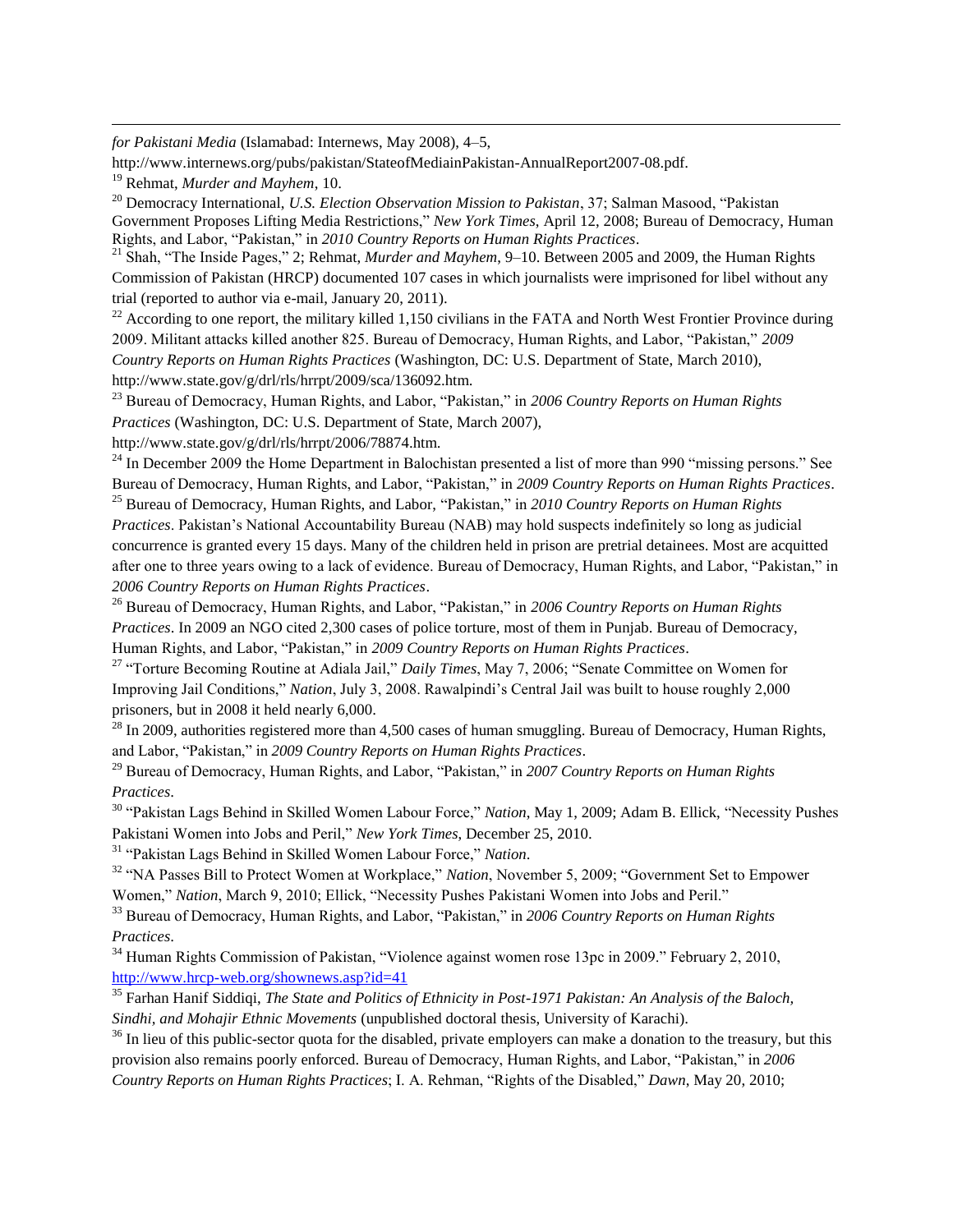*for Pakistani Media* (Islamabad: Internews, May 2008), 4–5, http://www.internews.org/pubs/pakistan/StateofMediainPakistan-AnnualReport2007-08.pdf.

[19] Rehmat, *Murder and Mayhem*, 10.

[20] Democracy International, *U.S. Election Observation Mission to Pakistan*, 37; Salman Masood, "Pakistan Government Proposes Lifting Media Restrictions," *New York Times*, April 12, 2008; Bureau of Democracy, Human Rights, and Labor, "Pakistan," in *2010 Country Reports on Human Rights Practices*.

[21] Shah, "The Inside Pages," 2; Rehmat, *Murder and Mayhem*, 9–10. Between 2005 and 2009, the Human Rights Commission of Pakistan (HRCP) documented 107 cases in which journalists were imprisoned for libel without any trial (reported to author via e-mail, January 20, 2011).

[22] According to one report, the military killed 1,150 civilians in the FATA and North West Frontier Province during 2009. Militant attacks killed another 825. Bureau of Democracy, Human Rights, and Labor, "Pakistan," *2009 Country Reports on Human Rights Practices* (Washington, DC: U.S. Department of State, March 2010), http://www.state.gov/g/drl/rls/hrrpt/2009/sca/136092.htm.

[23] Bureau of Democracy, Human Rights, and Labor, "Pakistan," in *2006 Country Reports on Human Rights Practices* (Washington, DC: U.S. Department of State, March 2007), http://www.state.gov/g/drl/rls/hrrpt/2006/78874.htm.

[24] In December 2009 the Home Department in Balochistan presented a list of more than 990 "missing persons." See Bureau of Democracy, Human Rights, and Labor, "Pakistan," in *2009 Country Reports on Human Rights Practices*.

[25] Bureau of Democracy, Human Rights, and Labor, "Pakistan," in *2010 Country Reports on Human Rights Practices*. Pakistan's National Accountability Bureau (NAB) may hold suspects indefinitely so long as judicial concurrence is granted every 15 days. Many of the children held in prison are pretrial detainees. Most are acquitted after one to three years owing to a lack of evidence. Bureau of Democracy, Human Rights, and Labor, "Pakistan," in *2006 Country Reports on Human Rights Practices*.

[26] Bureau of Democracy, Human Rights, and Labor, "Pakistan," in *2006 Country Reports on Human Rights Practices*. In 2009 an NGO cited 2,300 cases of police torture, most of them in Punjab. Bureau of Democracy, Human Rights, and Labor, "Pakistan," in *2009 Country Reports on Human Rights Practices*.

[27] "Torture Becoming Routine at Adiala Jail," *Daily Times*, May 7, 2006; "Senate Committee on Women for Improving Jail Conditions," *Nation*, July 3, 2008. Rawalpindi's Central Jail was built to house roughly 2,000 prisoners, but in 2008 it held nearly 6,000.

[28] In 2009, authorities registered more than 4,500 cases of human smuggling. Bureau of Democracy, Human Rights, and Labor, "Pakistan," in *2009 Country Reports on Human Rights Practices*.

[29] Bureau of Democracy, Human Rights, and Labor, "Pakistan," in *2007 Country Reports on Human Rights Practices*.

[30] "Pakistan Lags Behind in Skilled Women Labour Force," *Nation*, May 1, 2009; Adam B. Ellick, "Necessity Pushes Pakistani Women into Jobs and Peril," *New York Times*, December 25, 2010.

[31] "Pakistan Lags Behind in Skilled Women Labour Force," *Nation*.

[32] "NA Passes Bill to Protect Women at Workplace," *Nation*, November 5, 2009; "Government Set to Empower Women," *Nation*, March 9, 2010; Ellick, "Necessity Pushes Pakistani Women into Jobs and Peril."

[33] Bureau of Democracy, Human Rights, and Labor, "Pakistan," in *2006 Country Reports on Human Rights Practices*.

[34] Human Rights Commission of Pakistan, "Violence against women rose 13pc in 2009." February 2, 2010, http://www.hrcp-web.org/shownews.asp?id=41

[35] Farhan Hanif Siddiqi, *The State and Politics of Ethnicity in Post-1971 Pakistan: An Analysis of the Baloch, Sindhi, and Mohajir Ethnic Movements* (unpublished doctoral thesis, University of Karachi).

[36] In lieu of this public-sector quota for the disabled, private employers can make a donation to the treasury, but this provision also remains poorly enforced. Bureau of Democracy, Human Rights, and Labor, "Pakistan," in *2006 Country Reports on Human Rights Practices*; I. A. Rehman, "Rights of the Disabled," *Dawn*, May 20, 2010;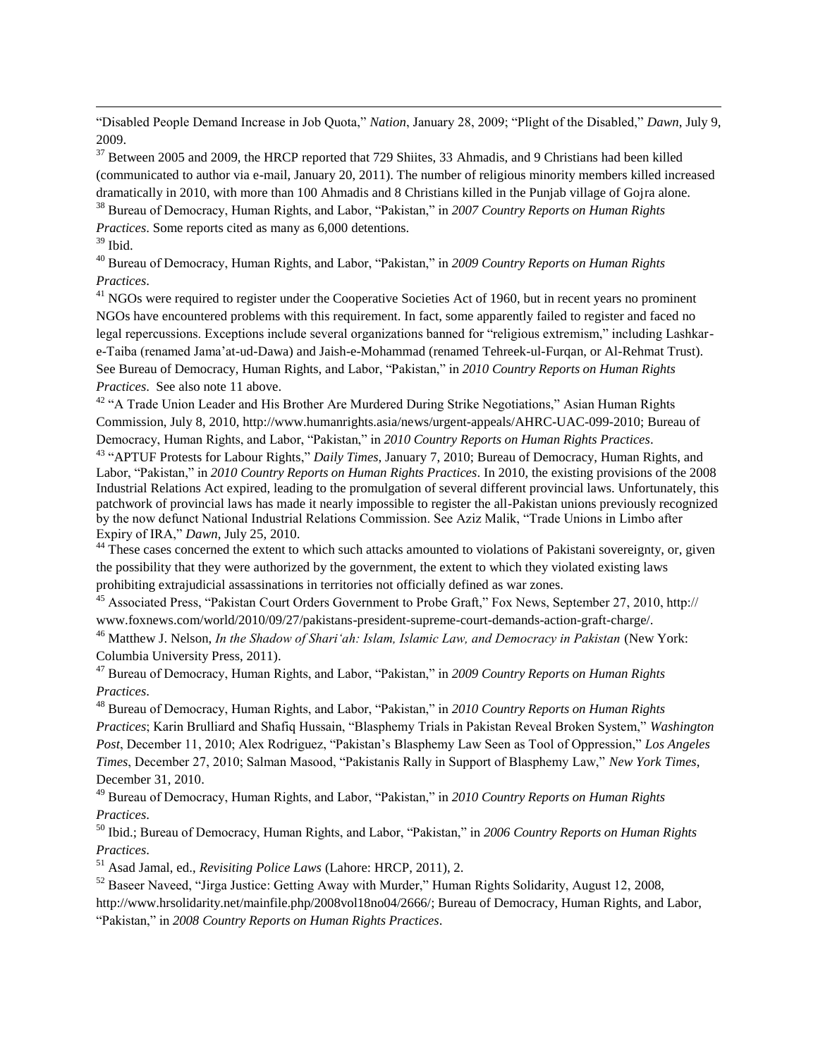"Disabled People Demand Increase in Job Quota," *Nation*, January 28, 2009; "Plight of the Disabled," *Dawn*, July 9, 2009.

[37] Between 2005 and 2009, the HRCP reported that 729 Shiites, 33 Ahmadis, and 9 Christians had been killed (communicated to author via e-mail, January 20, 2011). The number of religious minority members killed increased dramatically in 2010, with more than 100 Ahmadis and 8 Christians killed in the Punjab village of Gojra alone.

[38] Bureau of Democracy, Human Rights, and Labor, "Pakistan," in *2007 Country Reports on Human Rights Practices*. Some reports cited as many as 6,000 detentions.

[39] Ibid.

[40] Bureau of Democracy, Human Rights, and Labor, "Pakistan," in *2009 Country Reports on Human Rights Practices*.

[41] NGOs were required to register under the Cooperative Societies Act of 1960, but in recent years no prominent NGOs have encountered problems with this requirement. In fact, some apparently failed to register and faced no legal repercussions. Exceptions include several organizations banned for "religious extremism," including Lashkar-e-Taiba (renamed Jama'at-ud-Dawa) and Jaish-e-Mohammad (renamed Tehreek-ul-Furqan, or Al-Rehmat Trust). See Bureau of Democracy, Human Rights, and Labor, "Pakistan," in *2010 Country Reports on Human Rights Practices*. See also note 11 above.

[42] "A Trade Union Leader and His Brother Are Murdered During Strike Negotiations," Asian Human Rights Commission, July 8, 2010, http://www.humanrights.asia/news/urgent-appeals/AHRC-UAC-099-2010; Bureau of Democracy, Human Rights, and Labor, "Pakistan," in *2010 Country Reports on Human Rights Practices*.

[43] "APTUF Protests for Labour Rights," *Daily Times*, January 7, 2010; Bureau of Democracy, Human Rights, and Labor, "Pakistan," in *2010 Country Reports on Human Rights Practices*. In 2010, the existing provisions of the 2008 Industrial Relations Act expired, leading to the promulgation of several different provincial laws. Unfortunately, this patchwork of provincial laws has made it nearly impossible to register the all-Pakistan unions previously recognized by the now defunct National Industrial Relations Commission. See Aziz Malik, "Trade Unions in Limbo after Expiry of IRA," *Dawn*, July 25, 2010.

[44] These cases concerned the extent to which such attacks amounted to violations of Pakistani sovereignty, or, given the possibility that they were authorized by the government, the extent to which they violated existing laws prohibiting extrajudicial assassinations in territories not officially defined as war zones.

[45] Associated Press, "Pakistan Court Orders Government to Probe Graft," Fox News, September 27, 2010, http://www.foxnews.com/world/2010/09/27/pakistans-president-supreme-court-demands-action-graft-charge/.

[46] Matthew J. Nelson, *In the Shadow of Shari'ah: Islam, Islamic Law, and Democracy in Pakistan* (New York: Columbia University Press, 2011).

[47] Bureau of Democracy, Human Rights, and Labor, "Pakistan," in *2009 Country Reports on Human Rights Practices*.

[48] Bureau of Democracy, Human Rights, and Labor, "Pakistan," in *2010 Country Reports on Human Rights Practices*; Karin Brulliard and Shafiq Hussain, "Blasphemy Trials in Pakistan Reveal Broken System," *Washington Post*, December 11, 2010; Alex Rodriguez, "Pakistan's Blasphemy Law Seen as Tool of Oppression," *Los Angeles Times*, December 27, 2010; Salman Masood, "Pakistanis Rally in Support of Blasphemy Law," *New York Times*, December 31, 2010.

[49] Bureau of Democracy, Human Rights, and Labor, "Pakistan," in *2010 Country Reports on Human Rights Practices*.

[50] Ibid.; Bureau of Democracy, Human Rights, and Labor, "Pakistan," in *2006 Country Reports on Human Rights Practices*.

[51] Asad Jamal, ed., *Revisiting Police Laws* (Lahore: HRCP, 2011), 2.

[52] Baseer Naveed, "Jirga Justice: Getting Away with Murder," Human Rights Solidarity, August 12, 2008, http://www.hrsolidarity.net/mainfile.php/2008vol18no04/2666/; Bureau of Democracy, Human Rights, and Labor, "Pakistan," in *2008 Country Reports on Human Rights Practices*.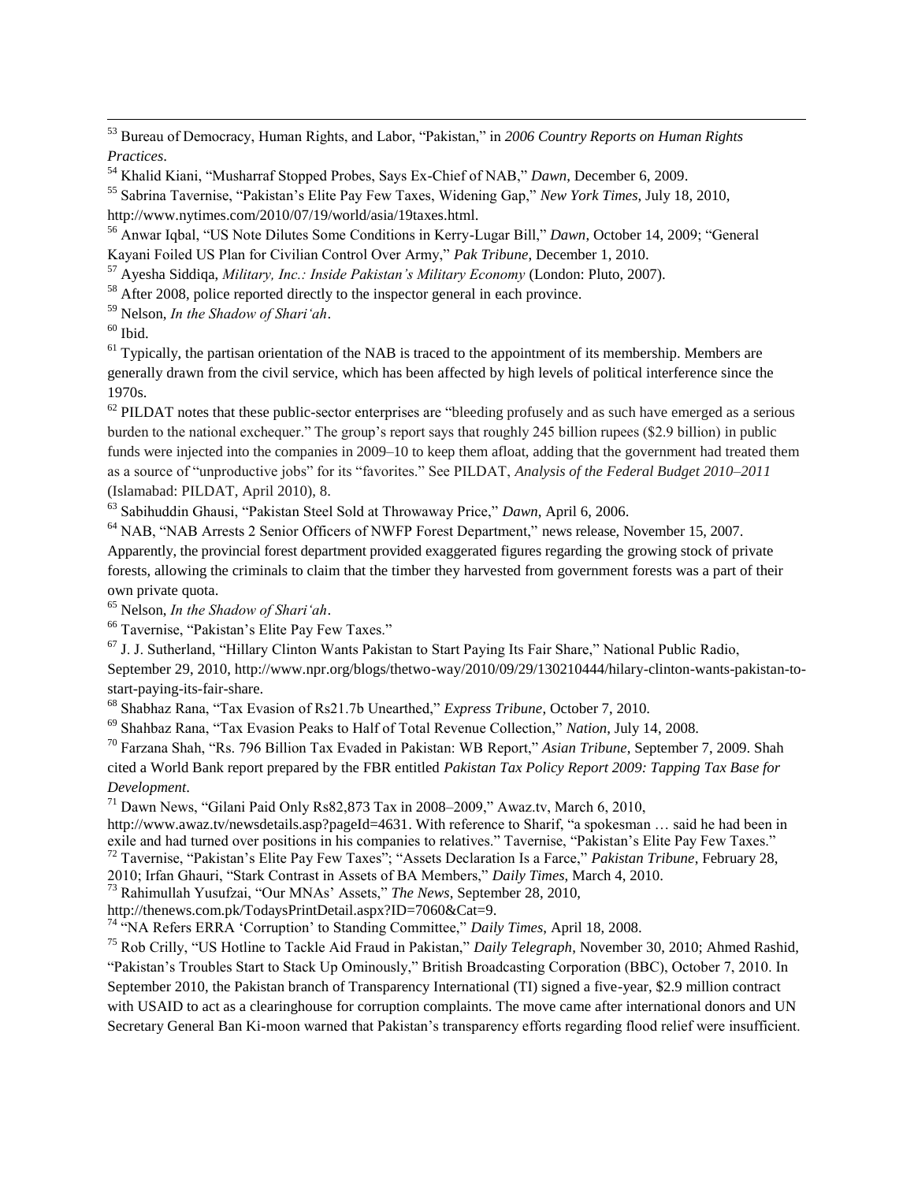[53] Bureau of Democracy, Human Rights, and Labor, "Pakistan," in *2006 Country Reports on Human Rights Practices*.

[54] Khalid Kiani, "Musharraf Stopped Probes, Says Ex-Chief of NAB," *Dawn*, December 6, 2009.

[55] Sabrina Tavernise, "Pakistan's Elite Pay Few Taxes, Widening Gap," *New York Times*, July 18, 2010, http://www.nytimes.com/2010/07/19/world/asia/19taxes.html.

[56] Anwar Iqbal, "US Note Dilutes Some Conditions in Kerry-Lugar Bill," *Dawn*, October 14, 2009; "General Kayani Foiled US Plan for Civilian Control Over Army," *Pak Tribune*, December 1, 2010.

[57] Ayesha Siddiqa, *Military, Inc.: Inside Pakistan's Military Economy* (London: Pluto, 2007).

[58] After 2008, police reported directly to the inspector general in each province.

[59] Nelson, *In the Shadow of Shari'ah*.

[60] Ibid.

[61] Typically, the partisan orientation of the NAB is traced to the appointment of its membership. Members are generally drawn from the civil service, which has been affected by high levels of political interference since the 1970s.

[62] PILDAT notes that these public-sector enterprises are "bleeding profusely and as such have emerged as a serious burden to the national exchequer." The group's report says that roughly 245 billion rupees ($2.9 billion) in public funds were injected into the companies in 2009–10 to keep them afloat, adding that the government had treated them as a source of "unproductive jobs" for its "favorites." See PILDAT, *Analysis of the Federal Budget 2010–2011* (Islamabad: PILDAT, April 2010), 8.

[63] Sabihuddin Ghausi, "Pakistan Steel Sold at Throwaway Price," *Dawn*, April 6, 2006.

[64] NAB, "NAB Arrests 2 Senior Officers of NWFP Forest Department," news release, November 15, 2007. Apparently, the provincial forest department provided exaggerated figures regarding the growing stock of private forests, allowing the criminals to claim that the timber they harvested from government forests was a part of their own private quota.

[65] Nelson, *In the Shadow of Shari'ah*.

[66] Tavernise, "Pakistan's Elite Pay Few Taxes."

[67] J. J. Sutherland, "Hillary Clinton Wants Pakistan to Start Paying Its Fair Share," National Public Radio, September 29, 2010, http://www.npr.org/blogs/thetwo-way/2010/09/29/130210444/hilary-clinton-wants-pakistan-to-start-paying-its-fair-share.

[68] Shabhaz Rana, "Tax Evasion of Rs21.7b Unearthed," *Express Tribune*, October 7, 2010.

[69] Shahbaz Rana, "Tax Evasion Peaks to Half of Total Revenue Collection," *Nation*, July 14, 2008.

[70] Farzana Shah, "Rs. 796 Billion Tax Evaded in Pakistan: WB Report," *Asian Tribune*, September 7, 2009. Shah cited a World Bank report prepared by the FBR entitled *Pakistan Tax Policy Report 2009: Tapping Tax Base for Development*.

[71] Dawn News, "Gilani Paid Only Rs82,873 Tax in 2008–2009," Awaz.tv, March 6, 2010, http://www.awaz.tv/newsdetails.asp?pageId=4631. With reference to Sharif, "a spokesman … said he had been in exile and had turned over positions in his companies to relatives." Tavernise, "Pakistan's Elite Pay Few Taxes."

[72] Tavernise, "Pakistan's Elite Pay Few Taxes"; "Assets Declaration Is a Farce," *Pakistan Tribune*, February 28, 2010; Irfan Ghauri, "Stark Contrast in Assets of BA Members," *Daily Times*, March 4, 2010.

[73] Rahimullah Yusufzai, "Our MNAs' Assets," *The News*, September 28, 2010, http://thenews.com.pk/TodaysPrintDetail.aspx?ID=7060&Cat=9.

[74] "NA Refers ERRA 'Corruption' to Standing Committee," *Daily Times*, April 18, 2008.

[75] Rob Crilly, "US Hotline to Tackle Aid Fraud in Pakistan," *Daily Telegraph*, November 30, 2010; Ahmed Rashid, "Pakistan's Troubles Start to Stack Up Ominously," British Broadcasting Corporation (BBC), October 7, 2010. In September 2010, the Pakistan branch of Transparency International (TI) signed a five-year, $2.9 million contract with USAID to act as a clearinghouse for corruption complaints. The move came after international donors and UN Secretary General Ban Ki-moon warned that Pakistan's transparency efforts regarding flood relief were insufficient.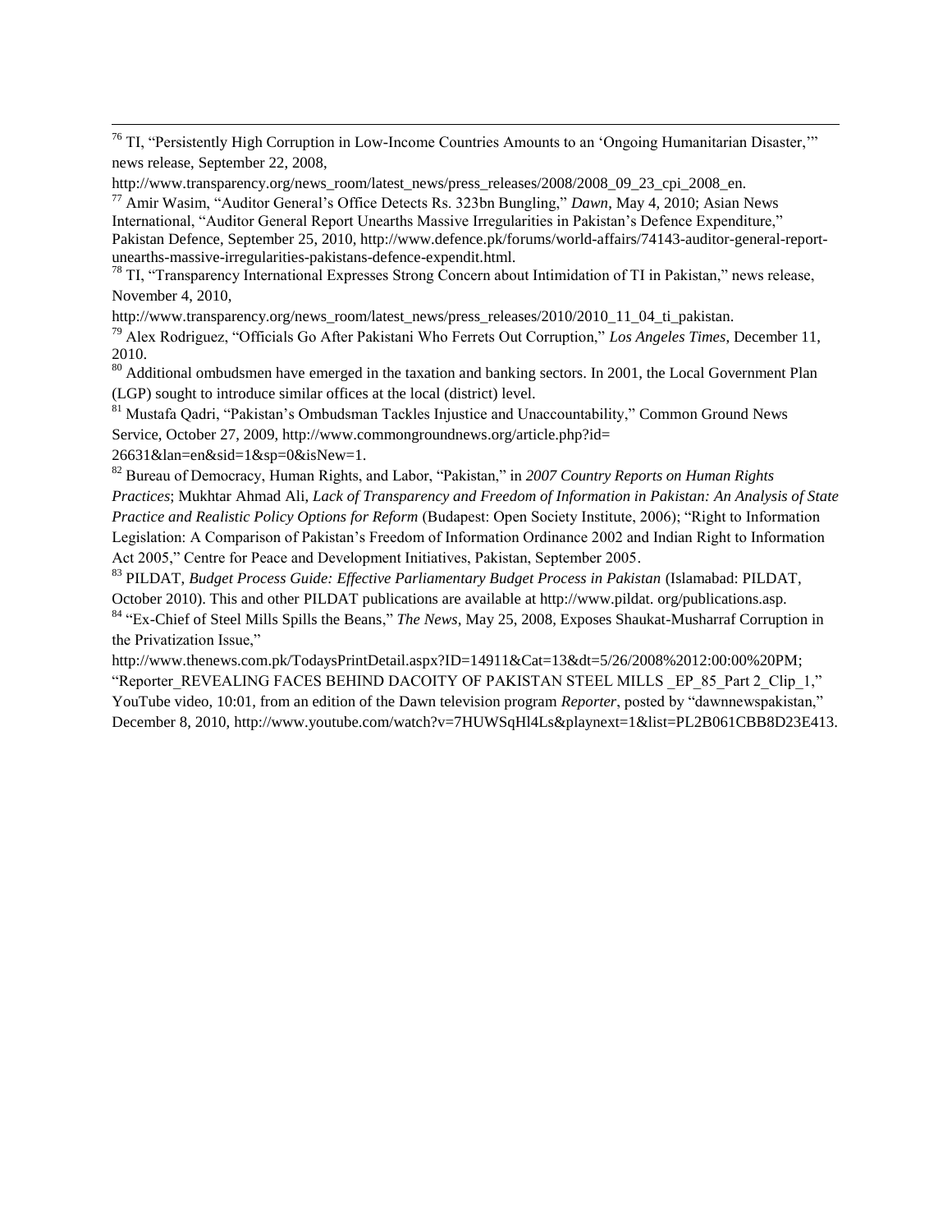[76] TI, "Persistently High Corruption in Low-Income Countries Amounts to an 'Ongoing Humanitarian Disaster,'" news release, September 22, 2008, http://www.transparency.org/news_room/latest_news/press_releases/2008/2008_09_23_cpi_2008_en.

[77] Amir Wasim, "Auditor General's Office Detects Rs. 323bn Bungling," *Dawn*, May 4, 2010; Asian News International, "Auditor General Report Unearths Massive Irregularities in Pakistan's Defence Expenditure," Pakistan Defence, September 25, 2010, http://www.defence.pk/forums/world-affairs/74143-auditor-general-report-unearths-massive-irregularities-pakistans-defence-expendit.html.

[78] TI, "Transparency International Expresses Strong Concern about Intimidation of TI in Pakistan," news release, November 4, 2010, http://www.transparency.org/news_room/latest_news/press_releases/2010/2010_11_04_ti_pakistan.

[79] Alex Rodriguez, "Officials Go After Pakistani Who Ferrets Out Corruption," *Los Angeles Times*, December 11, 2010.

[80] Additional ombudsmen have emerged in the taxation and banking sectors. In 2001, the Local Government Plan (LGP) sought to introduce similar offices at the local (district) level.

[81] Mustafa Qadri, "Pakistan's Ombudsman Tackles Injustice and Unaccountability," Common Ground News Service, October 27, 2009, http://www.commongroundnews.org/article.php?id=26631&lan=en&sid=1&sp=0&isNew=1.

[82] Bureau of Democracy, Human Rights, and Labor, "Pakistan," in *2007 Country Reports on Human Rights Practices*; Mukhtar Ahmad Ali, *Lack of Transparency and Freedom of Information in Pakistan: An Analysis of State Practice and Realistic Policy Options for Reform* (Budapest: Open Society Institute, 2006); "Right to Information Legislation: A Comparison of Pakistan's Freedom of Information Ordinance 2002 and Indian Right to Information Act 2005," Centre for Peace and Development Initiatives, Pakistan, September 2005.

[83] PILDAT, *Budget Process Guide: Effective Parliamentary Budget Process in Pakistan* (Islamabad: PILDAT, October 2010). This and other PILDAT publications are available at http://www.pildat. org/publications.asp.

[84] "Ex-Chief of Steel Mills Spills the Beans," *The News*, May 25, 2008, Exposes Shaukat-Musharraf Corruption in the Privatization Issue," http://www.thenews.com.pk/TodaysPrintDetail.aspx?ID=14911&Cat=13&dt=5/26/2008%2012:00:00%20PM; "Reporter_REVEALING FACES BEHIND DACOITY OF PAKISTAN STEEL MILLS _EP_85_Part 2_Clip_1," YouTube video, 10:01, from an edition of the Dawn television program *Reporter*, posted by "dawnnewspakistan," December 8, 2010, http://www.youtube.com/watch?v=7HUWSqHl4Ls&playnext=1&list=PL2B061CBB8D23E413.